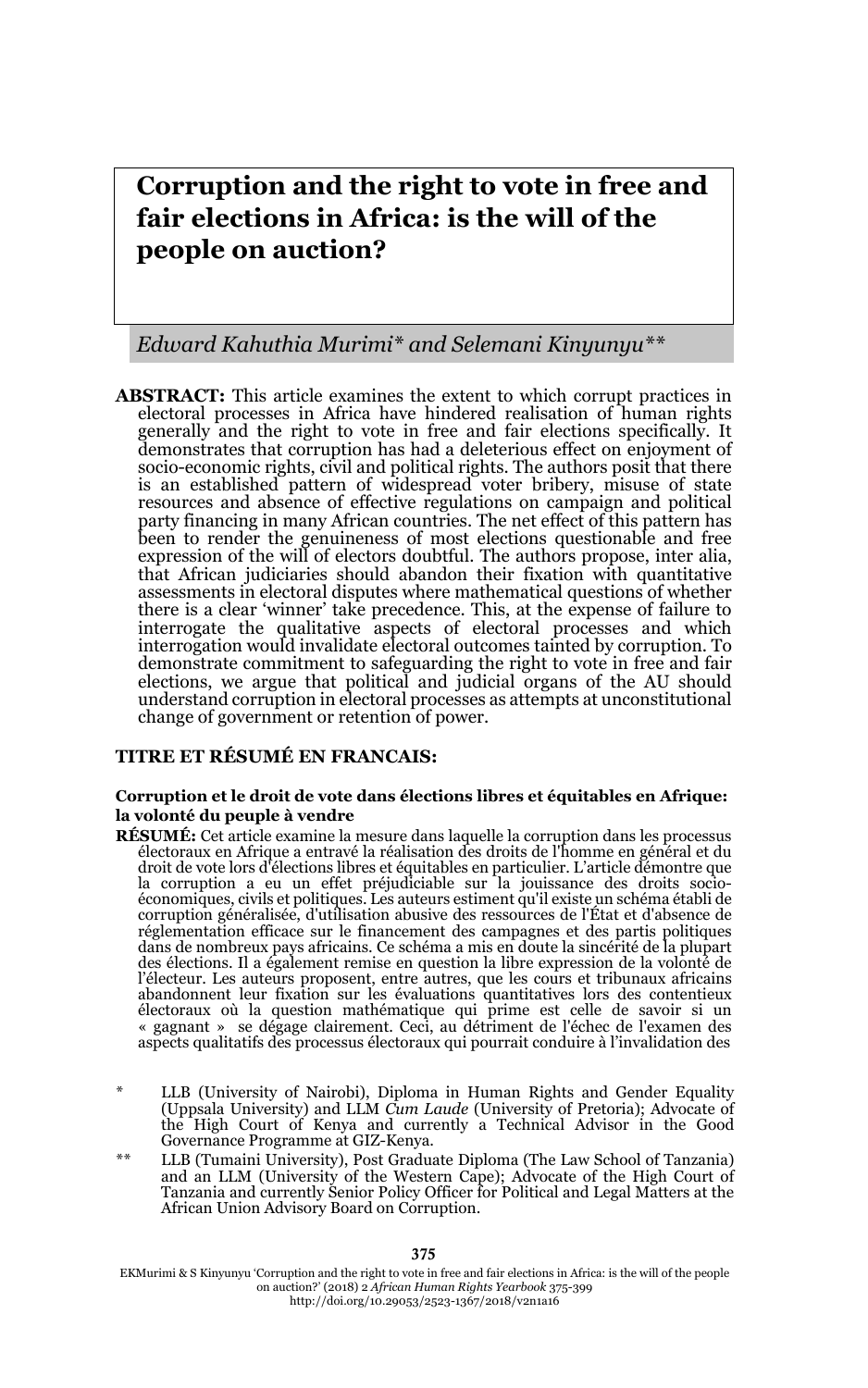# Corruption and the right to vote in free and fair elections in Africa: is the will of the people on auction?

*Edward Kahuthia Murimi\* and Selemani Kinyunyu\*\**

**ABSTRACT:** This article examines the extent to which corrupt practices in electoral processes in Africa have hindered realisation of human rights generally and the right to vote in free and fair elections specifically. It demonstrates that corruption has had a deleterious effect on enjoyment of socio-economic rights, civil and political rights. The authors posit that there is an established pattern of widespread voter bribery, misuse of state resources and absence of effective regulations on campaign and political party financing in many African countries. The net effect of this pattern has been to render the genuineness of most elections questionable and free expression of the will of electors doubtful. The authors propose, inter alia, that African judiciaries should abandon their fixation with quantitative assessments in electoral disputes where mathematical questions of whether there is a clear 'winner' take precedence. This, at the expense of failure to interrogate the qualitative aspects of electoral processes and which interrogation would invalidate electoral outcomes tainted by corruption. To demonstrate commitment to safeguarding the right to vote in free and fair elections, we argue that political and judicial organs of the AU should understand corruption in electoral processes as attempts at unconstitutional change of government or retention of power.

## TITRE ET RÉSUMÉ EN FRANCAIS:

**Corruption et le droit de vote dans élections libres et équitables en Afrique: la volonté du peuple à vendre**

**RÉSUMÉ:** Cet article examine la mesure dans laquelle la corruption dans les processus électoraux en Afrique a entravé la réalisation des droits de l'homme en général et du droit de vote lors d'élections libres et équitables en particulier. L'article démontre que la corruption a eu un effet préjudiciable sur la jouissance des droits socio-économiques, civils et politiques. Les auteurs estiment qu'il existe un schéma établi de corruption généralisée, d'utilisation abusive des ressources de l'État et d'absence de réglementation efficace sur le financement des campagnes et des partis politiques dans de nombreux pays africains. Ce schéma a mis en doute la sincérité de la plupart des élections. Il a également remise en question la libre expression de la volonté de l'électeur. Les auteurs proposent, entre autres, que les cours et tribunaux africains abandonnent leur fixation sur les évaluations quantitatives lors des contentieux électoraux où la question mathématique qui prime est celle de savoir si un « gagnant » se dégage clairement. Ceci, au détriment de l'échec de l'examen des aspects qualitatifs des processus électoraux qui pourrait conduire à l'invalidation des

\* LLB (University of Nairobi), Diploma in Human Rights and Gender Equality (Uppsala University) and LLM *Cum Laude* (University of Pretoria); Advocate of the High Court of Kenya and currently a Technical Advisor in the Good Governance Programme at GIZ-Kenya.

\*\* LLB (Tumaini University), Post Graduate Diploma (The Law School of Tanzania) and an LLM (University of the Western Cape); Advocate of the High Court of Tanzania and currently Senior Policy Officer for Political and Legal Matters at the African Union Advisory Board on Corruption.

EKMurimi & S Kinyunyu 'Corruption and the right to vote in free and fair elections in Africa: is the will of the people on auction?' (2018) 2 *African Human Rights Yearbook* 375-399
http://doi.org/10.29053/2523-1367/2018/v2n1a16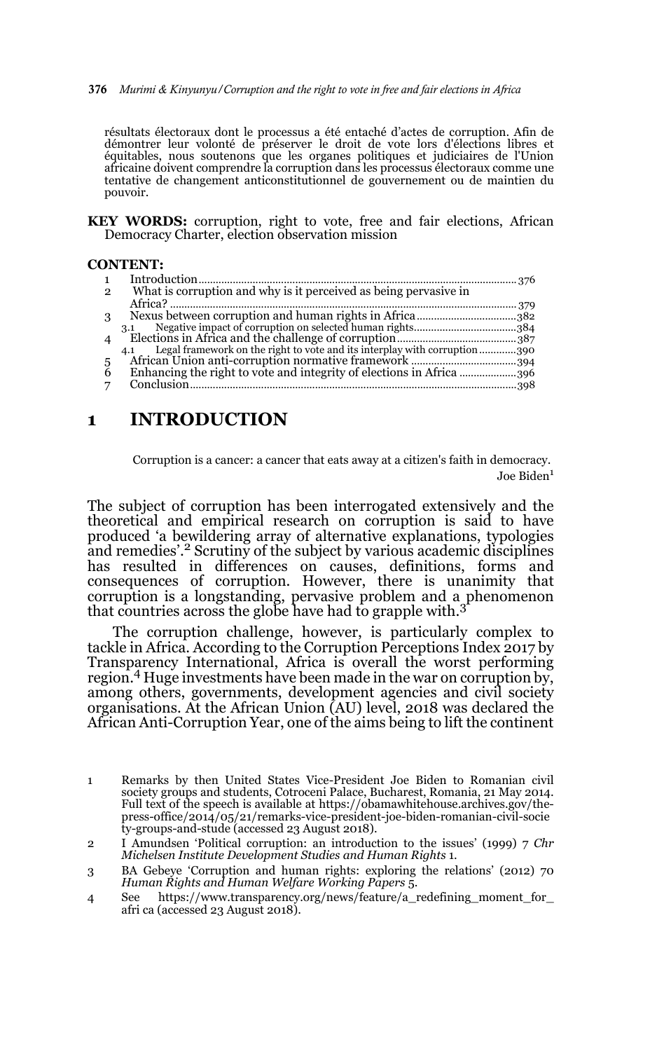résultats électoraux dont le processus a été entaché d'actes de corruption. Afin de démontrer leur volonté de préserver le droit de vote lors d'élections libres et équitables, nous soutenons que les organes politiques et judiciaires de l'Union africaine doivent comprendre la corruption dans les processus électoraux comme une tentative de changement anticonstitutionnel de gouvernement ou de maintien du pouvoir.

**KEY WORDS:** corruption, right to vote, free and fair elections, African Democracy Charter, election observation mission

**CONTENT:**

1 Introduction ............ 376
2 What is corruption and why is it perceived as being pervasive in Africa? ............ 379
3 Nexus between corruption and human rights in Africa ............ 382
  3.1 Negative impact of corruption on selected human rights ............ 384
4 Elections in Africa and the challenge of corruption ............ 387
  4.1 Legal framework on the right to vote and its interplay with corruption ............ 390
5 African Union anti-corruption normative framework ............ 394
6 Enhancing the right to vote and integrity of elections in Africa ............ 396
7 Conclusion ............ 398

## 1 INTRODUCTION

> Corruption is a cancer: a cancer that eats away at a citizen's faith in democracy.
>
> Joe Biden[1]

The subject of corruption has been interrogated extensively and the theoretical and empirical research on corruption is said to have produced 'a bewildering array of alternative explanations, typologies and remedies'.[2] Scrutiny of the subject by various academic disciplines has resulted in differences on causes, definitions, forms and consequences of corruption. However, there is unanimity that corruption is a longstanding, pervasive problem and a phenomenon that countries across the globe have had to grapple with.[3]

The corruption challenge, however, is particularly complex to tackle in Africa. According to the Corruption Perceptions Index 2017 by Transparency International, Africa is overall the worst performing region.[4] Huge investments have been made in the war on corruption by, among others, governments, development agencies and civil society organisations. At the African Union (AU) level, 2018 was declared the African Anti-Corruption Year, one of the aims being to lift the continent

---

1 Remarks by then United States Vice-President Joe Biden to Romanian civil society groups and students, Cotroceni Palace, Bucharest, Romania, 21 May 2014. Full text of the speech is available at https://obamawhitehouse.archives.gov/the-press-office/2014/05/21/remarks-vice-president-joe-biden-romanian-civil-society-groups-and-stude (accessed 23 August 2018).

2 I Amundsen 'Political corruption: an introduction to the issues' (1999) 7 *Chr Michelsen Institute Development Studies and Human Rights* 1.

3 BA Gebeye 'Corruption and human rights: exploring the relations' (2012) 70 *Human Rights and Human Welfare Working Papers* 5.

4 See https://www.transparency.org/news/feature/a_redefining_moment_for_africa (accessed 23 August 2018).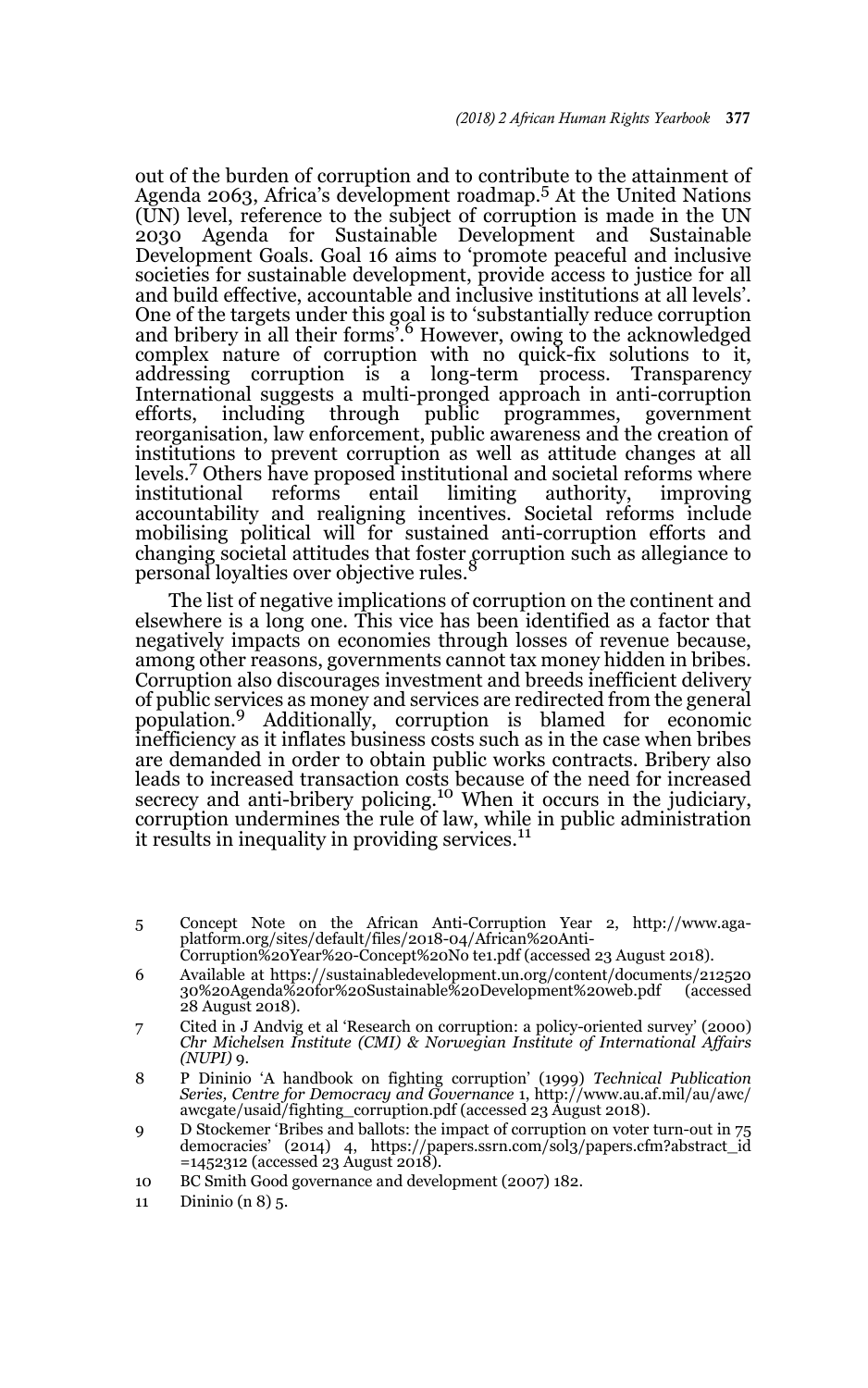out of the burden of corruption and to contribute to the attainment of Agenda 2063, Africa's development roadmap.[5] At the United Nations (UN) level, reference to the subject of corruption is made in the UN 2030 Agenda for Sustainable Development and Sustainable Development Goals. Goal 16 aims to 'promote peaceful and inclusive societies for sustainable development, provide access to justice for all and build effective, accountable and inclusive institutions at all levels'. One of the targets under this goal is to 'substantially reduce corruption and bribery in all their forms'.[6] However, owing to the acknowledged complex nature of corruption with no quick-fix solutions to it, addressing corruption is a long-term process. Transparency International suggests a multi-pronged approach in anti-corruption efforts, including through public programmes, government reorganisation, law enforcement, public awareness and the creation of institutions to prevent corruption as well as attitude changes at all levels.[7] Others have proposed institutional and societal reforms where institutional reforms entail limiting authority, improving accountability and realigning incentives. Societal reforms include mobilising political will for sustained anti-corruption efforts and changing societal attitudes that foster corruption such as allegiance to personal loyalties over objective rules.[8]

The list of negative implications of corruption on the continent and elsewhere is a long one. This vice has been identified as a factor that negatively impacts on economies through losses of revenue because, among other reasons, governments cannot tax money hidden in bribes. Corruption also discourages investment and breeds inefficient delivery of public services as money and services are redirected from the general population.[9] Additionally, corruption is blamed for economic inefficiency as it inflates business costs such as in the case when bribes are demanded in order to obtain public works contracts. Bribery also leads to increased transaction costs because of the need for increased secrecy and anti-bribery policing.[10] When it occurs in the judiciary, corruption undermines the rule of law, while in public administration it results in inequality in providing services.[11]

---

5 Concept Note on the African Anti-Corruption Year 2, http://www.aga-platform.org/sites/default/files/2018-04/African%20Anti-Corruption%20Year%20-Concept%20No te1.pdf (accessed 23 August 2018).

6 Available at https://sustainabledevelopment.un.org/content/documents/212520 30%20Agenda%20for%20Sustainable%20Development%20web.pdf (accessed 28 August 2018).

7 Cited in J Andvig et al 'Research on corruption: a policy-oriented survey' (2000) *Chr Michelsen Institute (CMI) & Norwegian Institute of International Affairs (NUPI)* 9.

8 P Dininio 'A handbook on fighting corruption' (1999) *Technical Publication Series, Centre for Democracy and Governance* 1, http://www.au.af.mil/au/awc/awcgate/usaid/fighting_corruption.pdf (accessed 23 August 2018).

9 D Stockemer 'Bribes and ballots: the impact of corruption on voter turn-out in 75 democracies' (2014) 4, https://papers.ssrn.com/sol3/papers.cfm?abstract_id =1452312 (accessed 23 August 2018).

10 BC Smith Good governance and development (2007) 182.

11 Dininio (n 8) 5.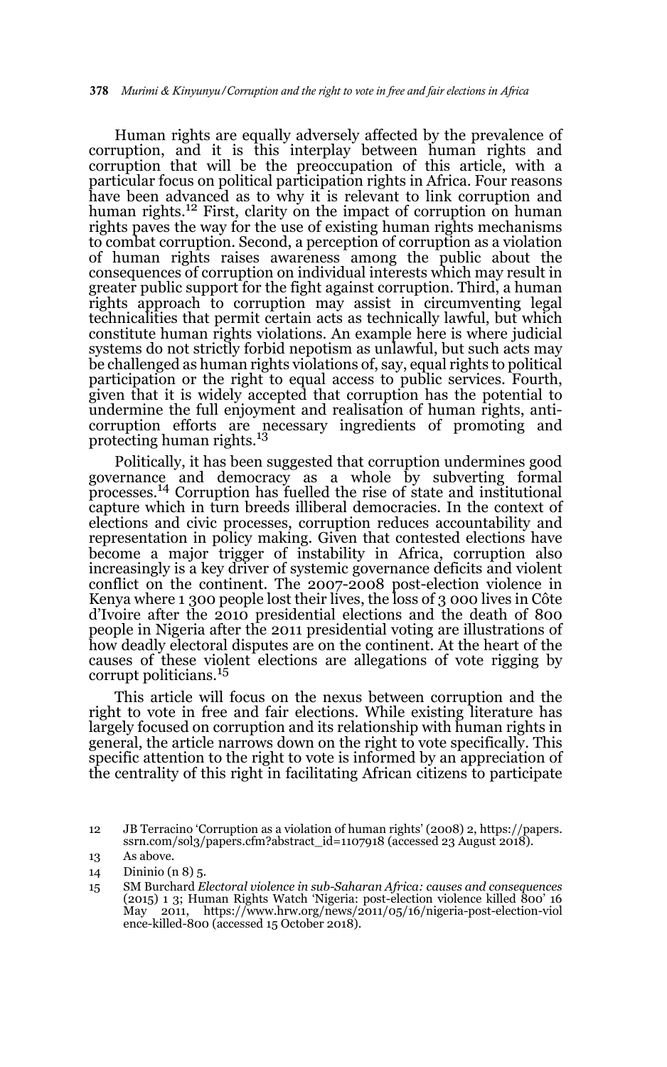Human rights are equally adversely affected by the prevalence of corruption, and it is this interplay between human rights and corruption that will be the preoccupation of this article, with a particular focus on political participation rights in Africa. Four reasons have been advanced as to why it is relevant to link corruption and human rights.[12] First, clarity on the impact of corruption on human rights paves the way for the use of existing human rights mechanisms to combat corruption. Second, a perception of corruption as a violation of human rights raises awareness among the public about the consequences of corruption on individual interests which may result in greater public support for the fight against corruption. Third, a human rights approach to corruption may assist in circumventing legal technicalities that permit certain acts as technically lawful, but which constitute human rights violations. An example here is where judicial systems do not strictly forbid nepotism as unlawful, but such acts may be challenged as human rights violations of, say, equal rights to political participation or the right to equal access to public services. Fourth, given that it is widely accepted that corruption has the potential to undermine the full enjoyment and realisation of human rights, anti-corruption efforts are necessary ingredients of promoting and protecting human rights.[13]

Politically, it has been suggested that corruption undermines good governance and democracy as a whole by subverting formal processes.[14] Corruption has fuelled the rise of state and institutional capture which in turn breeds illiberal democracies. In the context of elections and civic processes, corruption reduces accountability and representation in policy making. Given that contested elections have become a major trigger of instability in Africa, corruption also increasingly is a key driver of systemic governance deficits and violent conflict on the continent. The 2007-2008 post-election violence in Kenya where 1 300 people lost their lives, the loss of 3 000 lives in Côte d'Ivoire after the 2010 presidential elections and the death of 800 people in Nigeria after the 2011 presidential voting are illustrations of how deadly electoral disputes are on the continent. At the heart of the causes of these violent elections are allegations of vote rigging by corrupt politicians.[15]

This article will focus on the nexus between corruption and the right to vote in free and fair elections. While existing literature has largely focused on corruption and its relationship with human rights in general, the article narrows down on the right to vote specifically. This specific attention to the right to vote is informed by an appreciation of the centrality of this right in facilitating African citizens to participate

12 JB Terracino 'Corruption as a violation of human rights' (2008) 2, https://papers.ssrn.com/sol3/papers.cfm?abstract_id=1107918 (accessed 23 August 2018).

13 As above.

14 Dininio (n 8) 5.

15 SM Burchard *Electoral violence in sub-Saharan Africa: causes and consequences* (2015) 1 3; Human Rights Watch 'Nigeria: post-election violence killed 800' 16 May 2011, https://www.hrw.org/news/2011/05/16/nigeria-post-election-violence-killed-800 (accessed 15 October 2018).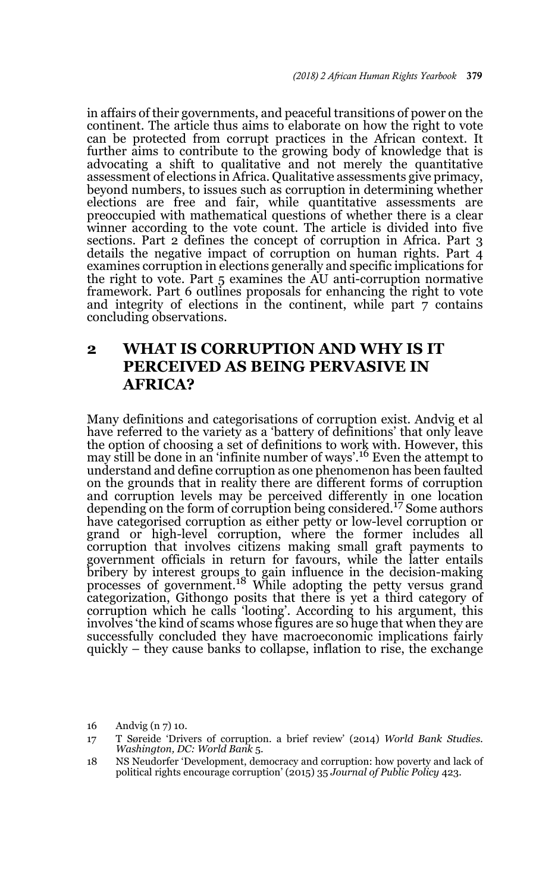in affairs of their governments, and peaceful transitions of power on the continent. The article thus aims to elaborate on how the right to vote can be protected from corrupt practices in the African context. It further aims to contribute to the growing body of knowledge that is advocating a shift to qualitative and not merely the quantitative assessment of elections in Africa. Qualitative assessments give primacy, beyond numbers, to issues such as corruption in determining whether elections are free and fair, while quantitative assessments are preoccupied with mathematical questions of whether there is a clear winner according to the vote count. The article is divided into five sections. Part 2 defines the concept of corruption in Africa. Part 3 details the negative impact of corruption on human rights. Part 4 examines corruption in elections generally and specific implications for the right to vote. Part 5 examines the AU anti-corruption normative framework. Part 6 outlines proposals for enhancing the right to vote and integrity of elections in the continent, while part 7 contains concluding observations.

## 2 WHAT IS CORRUPTION AND WHY IS IT PERCEIVED AS BEING PERVASIVE IN AFRICA?

Many definitions and categorisations of corruption exist. Andvig et al have referred to the variety as a 'battery of definitions' that only leave the option of choosing a set of definitions to work with. However, this may still be done in an 'infinite number of ways'.[16] Even the attempt to understand and define corruption as one phenomenon has been faulted on the grounds that in reality there are different forms of corruption and corruption levels may be perceived differently in one location depending on the form of corruption being considered.[17] Some authors have categorised corruption as either petty or low-level corruption or grand or high-level corruption, where the former includes all corruption that involves citizens making small graft payments to government officials in return for favours, while the latter entails bribery by interest groups to gain influence in the decision-making processes of government.[18] While adopting the petty versus grand categorization, Githongo posits that there is yet a third category of corruption which he calls 'looting'. According to his argument, this involves 'the kind of scams whose figures are so huge that when they are successfully concluded they have macroeconomic implications fairly quickly – they cause banks to collapse, inflation to rise, the exchange

16 Andvig (n 7) 10.

17 T Søreide 'Drivers of corruption. a brief review' (2014) *World Bank Studies. Washington, DC: World Bank* 5.

18 NS Neudorfer 'Development, democracy and corruption: how poverty and lack of political rights encourage corruption' (2015) 35 *Journal of Public Policy* 423.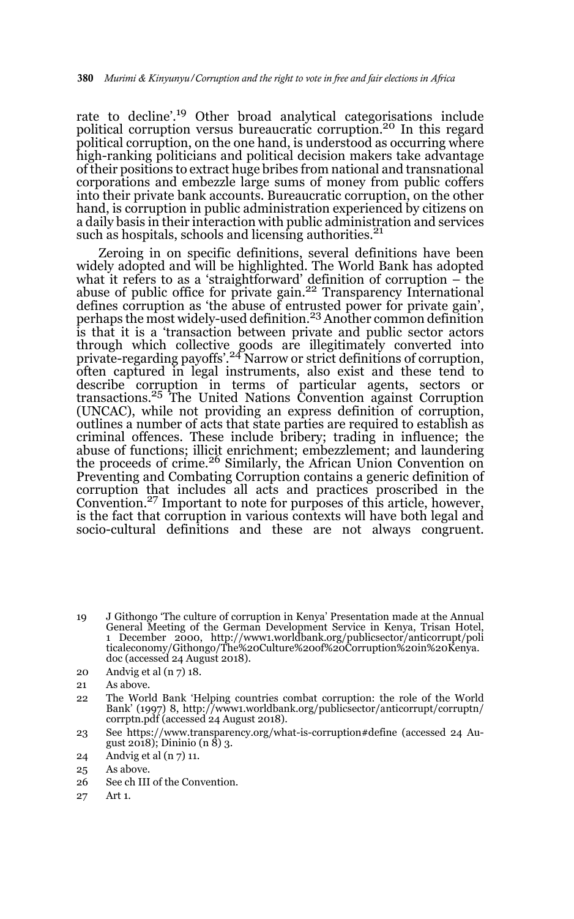rate to decline'.[19] Other broad analytical categorisations include political corruption versus bureaucratic corruption.[20] In this regard political corruption, on the one hand, is understood as occurring where high-ranking politicians and political decision makers take advantage of their positions to extract huge bribes from national and transnational corporations and embezzle large sums of money from public coffers into their private bank accounts. Bureaucratic corruption, on the other hand, is corruption in public administration experienced by citizens on a daily basis in their interaction with public administration and services such as hospitals, schools and licensing authorities.[21]

Zeroing in on specific definitions, several definitions have been widely adopted and will be highlighted. The World Bank has adopted what it refers to as a 'straightforward' definition of corruption – the abuse of public office for private gain.[22] Transparency International defines corruption as 'the abuse of entrusted power for private gain', perhaps the most widely-used definition.[23] Another common definition is that it is a 'transaction between private and public sector actors through which collective goods are illegitimately converted into private-regarding payoffs'.[24] Narrow or strict definitions of corruption, often captured in legal instruments, also exist and these tend to describe corruption in terms of particular agents, sectors or transactions.[25] The United Nations Convention against Corruption (UNCAC), while not providing an express definition of corruption, outlines a number of acts that state parties are required to establish as criminal offences. These include bribery; trading in influence; the abuse of functions; illicit enrichment; embezzlement; and laundering the proceeds of crime.[26] Similarly, the African Union Convention on Preventing and Combating Corruption contains a generic definition of corruption that includes all acts and practices proscribed in the Convention.[27] Important to note for purposes of this article, however, is the fact that corruption in various contexts will have both legal and socio-cultural definitions and these are not always congruent.

19 J Githongo 'The culture of corruption in Kenya' Presentation made at the Annual General Meeting of the German Development Service in Kenya, Trisan Hotel, 1 December 2000, http://www1.worldbank.org/publicsector/anticorrupt/politicaleconomy/Githongo/The%20Culture%20of%20Corruption%20in%20Kenya.doc (accessed 24 August 2018).

20 Andvig et al (n 7) 18.

21 As above.

22 The World Bank 'Helping countries combat corruption: the role of the World Bank' (1997) 8, http://www1.worldbank.org/publicsector/anticorrupt/corruptn/corrptn.pdf (accessed 24 August 2018).

23 See https://www.transparency.org/what-is-corruption#define (accessed 24 August 2018); Dininio (n 8) 3.

24 Andvig et al (n 7) 11.

25 As above.

26 See ch III of the Convention.

27 Art 1.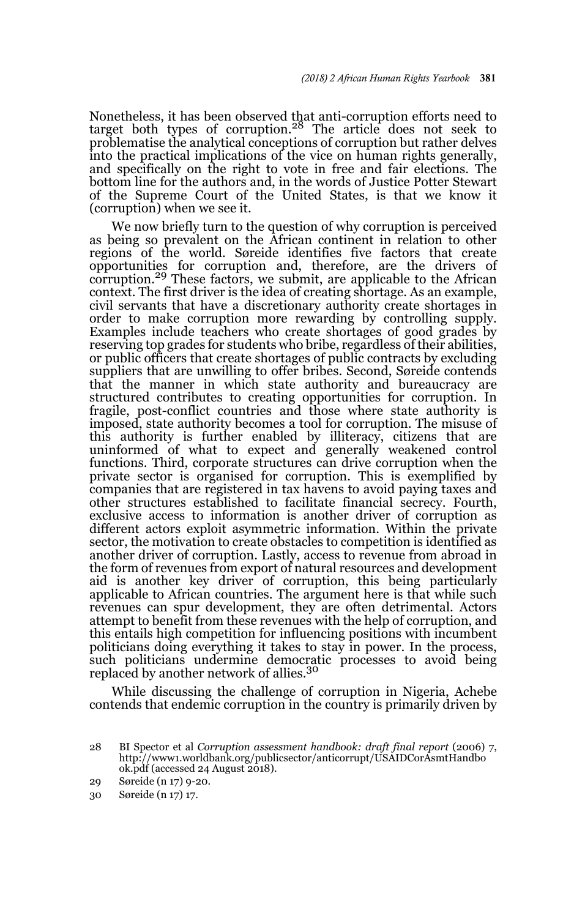Nonetheless, it has been observed that anti-corruption efforts need to target both types of corruption.[28] The article does not seek to problematise the analytical conceptions of corruption but rather delves into the practical implications of the vice on human rights generally, and specifically on the right to vote in free and fair elections. The bottom line for the authors and, in the words of Justice Potter Stewart of the Supreme Court of the United States, is that we know it (corruption) when we see it.

We now briefly turn to the question of why corruption is perceived as being so prevalent on the African continent in relation to other regions of the world. Søreide identifies five factors that create opportunities for corruption and, therefore, are the drivers of corruption.[29] These factors, we submit, are applicable to the African context. The first driver is the idea of creating shortage. As an example, civil servants that have a discretionary authority create shortages in order to make corruption more rewarding by controlling supply. Examples include teachers who create shortages of good grades by reserving top grades for students who bribe, regardless of their abilities, or public officers that create shortages of public contracts by excluding suppliers that are unwilling to offer bribes. Second, Søreide contends that the manner in which state authority and bureaucracy are structured contributes to creating opportunities for corruption. In fragile, post-conflict countries and those where state authority is imposed, state authority becomes a tool for corruption. The misuse of this authority is further enabled by illiteracy, citizens that are uninformed of what to expect and generally weakened control functions. Third, corporate structures can drive corruption when the private sector is organised for corruption. This is exemplified by companies that are registered in tax havens to avoid paying taxes and other structures established to facilitate financial secrecy. Fourth, exclusive access to information is another driver of corruption as different actors exploit asymmetric information. Within the private sector, the motivation to create obstacles to competition is identified as another driver of corruption. Lastly, access to revenue from abroad in the form of revenues from export of natural resources and development aid is another key driver of corruption, this being particularly applicable to African countries. The argument here is that while such revenues can spur development, they are often detrimental. Actors attempt to benefit from these revenues with the help of corruption, and this entails high competition for influencing positions with incumbent politicians doing everything it takes to stay in power. In the process, such politicians undermine democratic processes to avoid being replaced by another network of allies.[30]

While discussing the challenge of corruption in Nigeria, Achebe contends that endemic corruption in the country is primarily driven by

---

28 BI Spector et al *Corruption assessment handbook: draft final report* (2006) 7, http://www1.worldbank.org/publicsector/anticorrupt/USAIDCorAsmtHandbook.pdf (accessed 24 August 2018).

29 Søreide (n 17) 9-20.

30 Søreide (n 17) 17.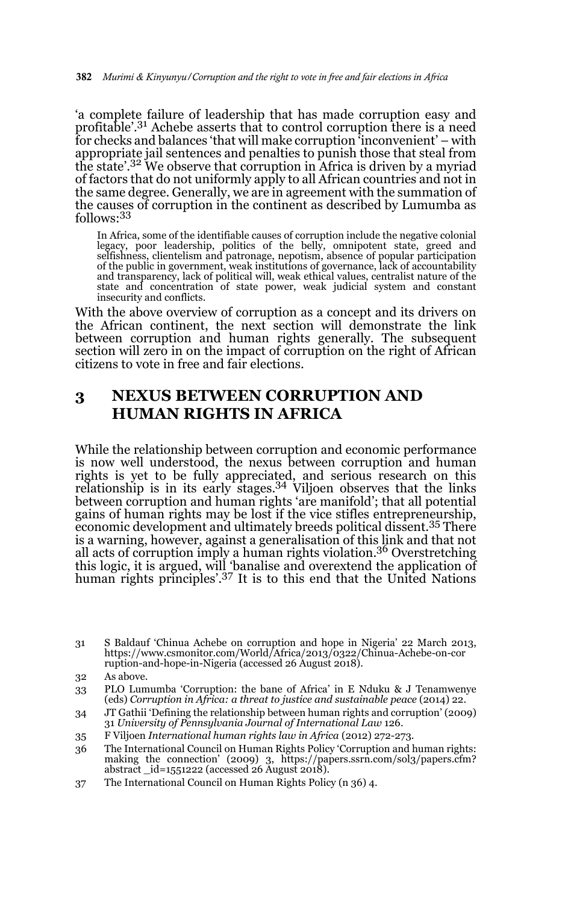'a complete failure of leadership that has made corruption easy and profitable'.[31] Achebe asserts that to control corruption there is a need for checks and balances 'that will make corruption 'inconvenient' – with appropriate jail sentences and penalties to punish those that steal from the state'.[32] We observe that corruption in Africa is driven by a myriad of factors that do not uniformly apply to all African countries and not in the same degree. Generally, we are in agreement with the summation of the causes of corruption in the continent as described by Lumumba as follows:[33]

> In Africa, some of the identifiable causes of corruption include the negative colonial legacy, poor leadership, politics of the belly, omnipotent state, greed and selfishness, clientelism and patronage, nepotism, absence of popular participation of the public in government, weak institutions of governance, lack of accountability and transparency, lack of political will, weak ethical values, centralist nature of the state and concentration of state power, weak judicial system and constant insecurity and conflicts.

With the above overview of corruption as a concept and its drivers on the African continent, the next section will demonstrate the link between corruption and human rights generally. The subsequent section will zero in on the impact of corruption on the right of African citizens to vote in free and fair elections.

## 3 NEXUS BETWEEN CORRUPTION AND HUMAN RIGHTS IN AFRICA

While the relationship between corruption and economic performance is now well understood, the nexus between corruption and human rights is yet to be fully appreciated, and serious research on this relationship is in its early stages.[34] Viljoen observes that the links between corruption and human rights 'are manifold'; that all potential gains of human rights may be lost if the vice stifles entrepreneurship, economic development and ultimately breeds political dissent.[35] There is a warning, however, against a generalisation of this link and that not all acts of corruption imply a human rights violation.[36] Overstretching this logic, it is argued, will 'banalise and overextend the application of human rights principles'.[37] It is to this end that the United Nations

---

31 S Baldauf 'Chinua Achebe on corruption and hope in Nigeria' 22 March 2013, https://www.csmonitor.com/World/Africa/2013/0322/Chinua-Achebe-on-corruption-and-hope-in-Nigeria (accessed 26 August 2018).

32 As above.

33 PLO Lumumba 'Corruption: the bane of Africa' in E Nduku & J Tenamwenye (eds) *Corruption in Africa: a threat to justice and sustainable peace* (2014) 22.

34 JT Gathii 'Defining the relationship between human rights and corruption' (2009) 31 *University of Pennsylvania Journal of International Law* 126.

35 F Viljoen *International human rights law in Africa* (2012) 272-273.

36 The International Council on Human Rights Policy 'Corruption and human rights: making the connection' (2009) 3, https://papers.ssrn.com/sol3/papers.cfm?abstract _id=1551222 (accessed 26 August 2018).

37 The International Council on Human Rights Policy (n 36) 4.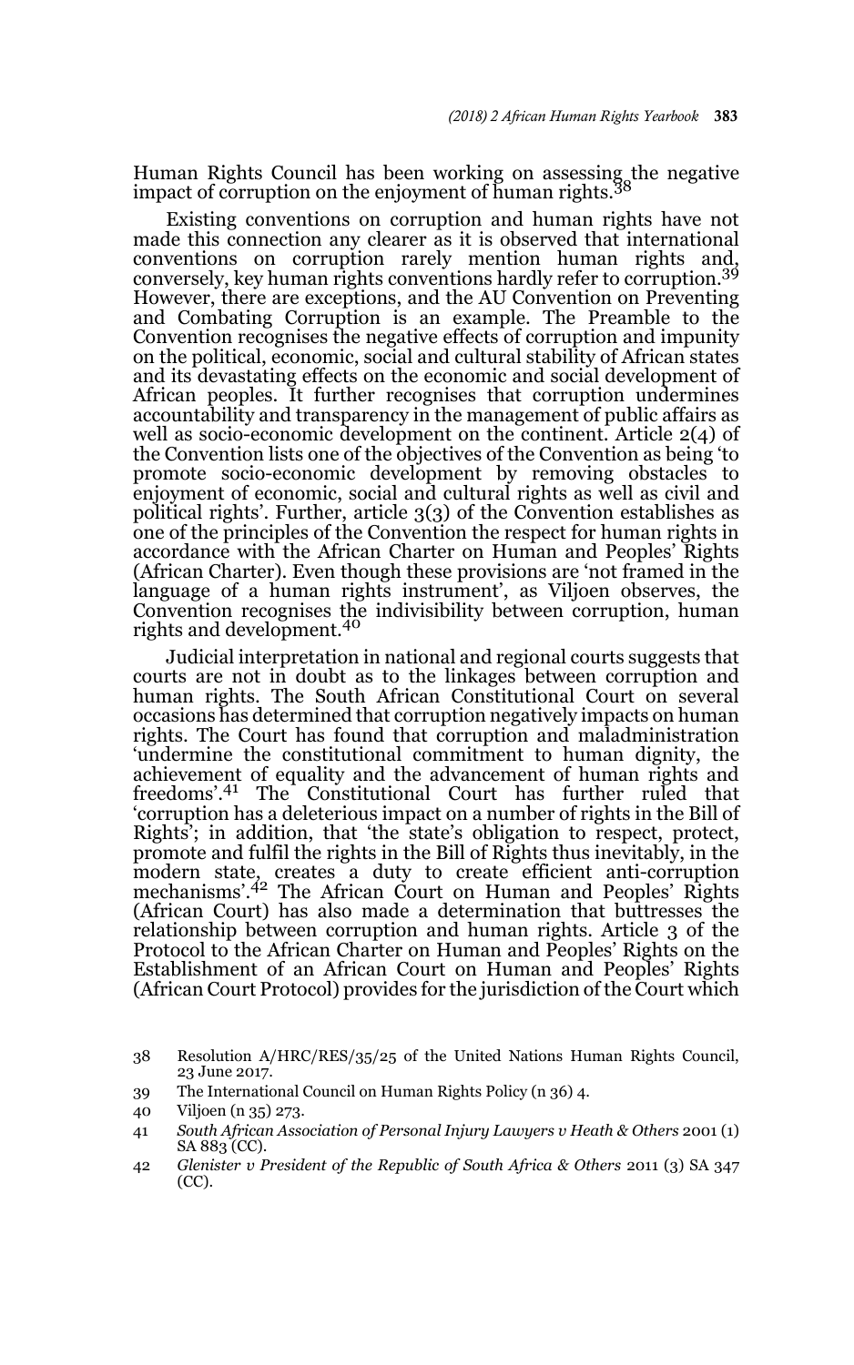Human Rights Council has been working on assessing the negative impact of corruption on the enjoyment of human rights.[38]

Existing conventions on corruption and human rights have not made this connection any clearer as it is observed that international conventions on corruption rarely mention human rights and, conversely, key human rights conventions hardly refer to corruption.[39] However, there are exceptions, and the AU Convention on Preventing and Combating Corruption is an example. The Preamble to the Convention recognises the negative effects of corruption and impunity on the political, economic, social and cultural stability of African states and its devastating effects on the economic and social development of African peoples. It further recognises that corruption undermines accountability and transparency in the management of public affairs as well as socio-economic development on the continent. Article 2(4) of the Convention lists one of the objectives of the Convention as being 'to promote socio-economic development by removing obstacles to enjoyment of economic, social and cultural rights as well as civil and political rights'. Further, article 3(3) of the Convention establishes as one of the principles of the Convention the respect for human rights in accordance with the African Charter on Human and Peoples' Rights (African Charter). Even though these provisions are 'not framed in the language of a human rights instrument', as Viljoen observes, the Convention recognises the indivisibility between corruption, human rights and development.[40]

Judicial interpretation in national and regional courts suggests that courts are not in doubt as to the linkages between corruption and human rights. The South African Constitutional Court on several occasions has determined that corruption negatively impacts on human rights. The Court has found that corruption and maladministration 'undermine the constitutional commitment to human dignity, the achievement of equality and the advancement of human rights and freedoms'.[41] The Constitutional Court has further ruled that 'corruption has a deleterious impact on a number of rights in the Bill of Rights'; in addition, that 'the state's obligation to respect, protect, promote and fulfil the rights in the Bill of Rights thus inevitably, in the modern state, creates a duty to create efficient anti-corruption mechanisms'.[42] The African Court on Human and Peoples' Rights (African Court) has also made a determination that buttresses the relationship between corruption and human rights. Article 3 of the Protocol to the African Charter on Human and Peoples' Rights on the Establishment of an African Court on Human and Peoples' Rights (African Court Protocol) provides for the jurisdiction of the Court which

---

38 Resolution A/HRC/RES/35/25 of the United Nations Human Rights Council, 23 June 2017.

39 The International Council on Human Rights Policy (n 36) 4.

40 Viljoen (n 35) 273.

41 *South African Association of Personal Injury Lawyers v Heath & Others* 2001 (1) SA 883 (CC).

42 *Glenister v President of the Republic of South Africa & Others* 2011 (3) SA 347 (CC).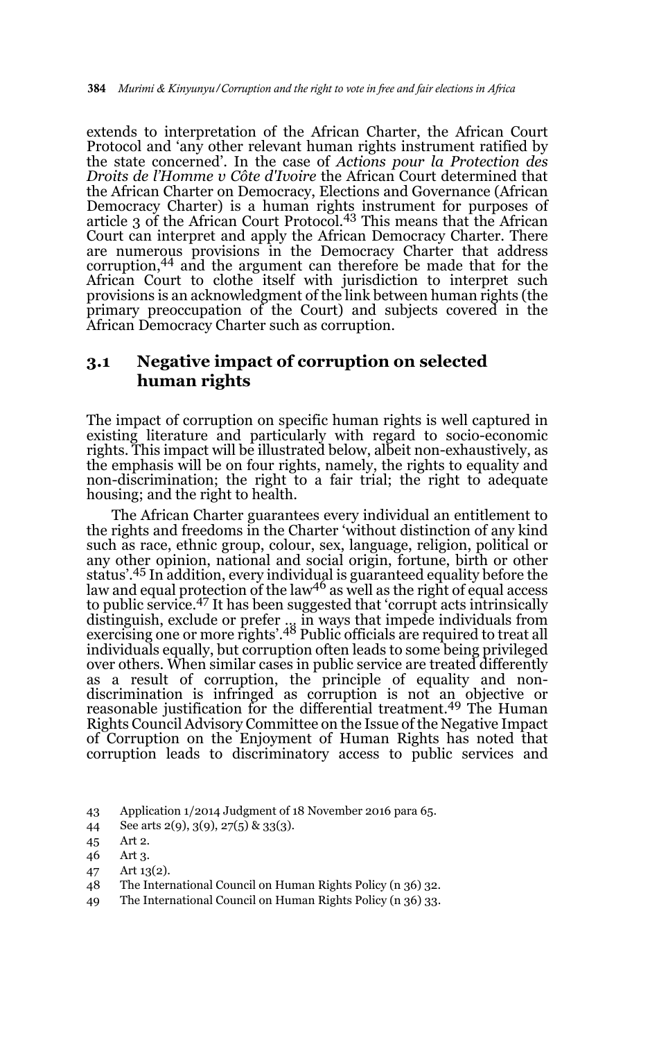extends to interpretation of the African Charter, the African Court Protocol and 'any other relevant human rights instrument ratified by the state concerned'. In the case of *Actions pour la Protection des Droits de l'Homme v Côte d'Ivoire* the African Court determined that the African Charter on Democracy, Elections and Governance (African Democracy Charter) is a human rights instrument for purposes of article 3 of the African Court Protocol.[43] This means that the African Court can interpret and apply the African Democracy Charter. There are numerous provisions in the Democracy Charter that address corruption,[44] and the argument can therefore be made that for the African Court to clothe itself with jurisdiction to interpret such provisions is an acknowledgment of the link between human rights (the primary preoccupation of the Court) and subjects covered in the African Democracy Charter such as corruption.

### 3.1 Negative impact of corruption on selected human rights

The impact of corruption on specific human rights is well captured in existing literature and particularly with regard to socio-economic rights. This impact will be illustrated below, albeit non-exhaustively, as the emphasis will be on four rights, namely, the rights to equality and non-discrimination; the right to a fair trial; the right to adequate housing; and the right to health.

The African Charter guarantees every individual an entitlement to the rights and freedoms in the Charter 'without distinction of any kind such as race, ethnic group, colour, sex, language, religion, political or any other opinion, national and social origin, fortune, birth or other status'.[45] In addition, every individual is guaranteed equality before the law and equal protection of the law[46] as well as the right of equal access to public service.[47] It has been suggested that 'corrupt acts intrinsically distinguish, exclude or prefer ... in ways that impede individuals from exercising one or more rights'.[48] Public officials are required to treat all individuals equally, but corruption often leads to some being privileged over others. When similar cases in public service are treated differently as a result of corruption, the principle of equality and non-discrimination is infringed as corruption is not an objective or reasonable justification for the differential treatment.[49] The Human Rights Council Advisory Committee on the Issue of the Negative Impact of Corruption on the Enjoyment of Human Rights has noted that corruption leads to discriminatory access to public services and

43 Application 1/2014 Judgment of 18 November 2016 para 65.

44 See arts 2(9), 3(9), 27(5) & 33(3).

45 Art 2.

46 Art 3.

47 Art 13(2).

48 The International Council on Human Rights Policy (n 36) 32.

49 The International Council on Human Rights Policy (n 36) 33.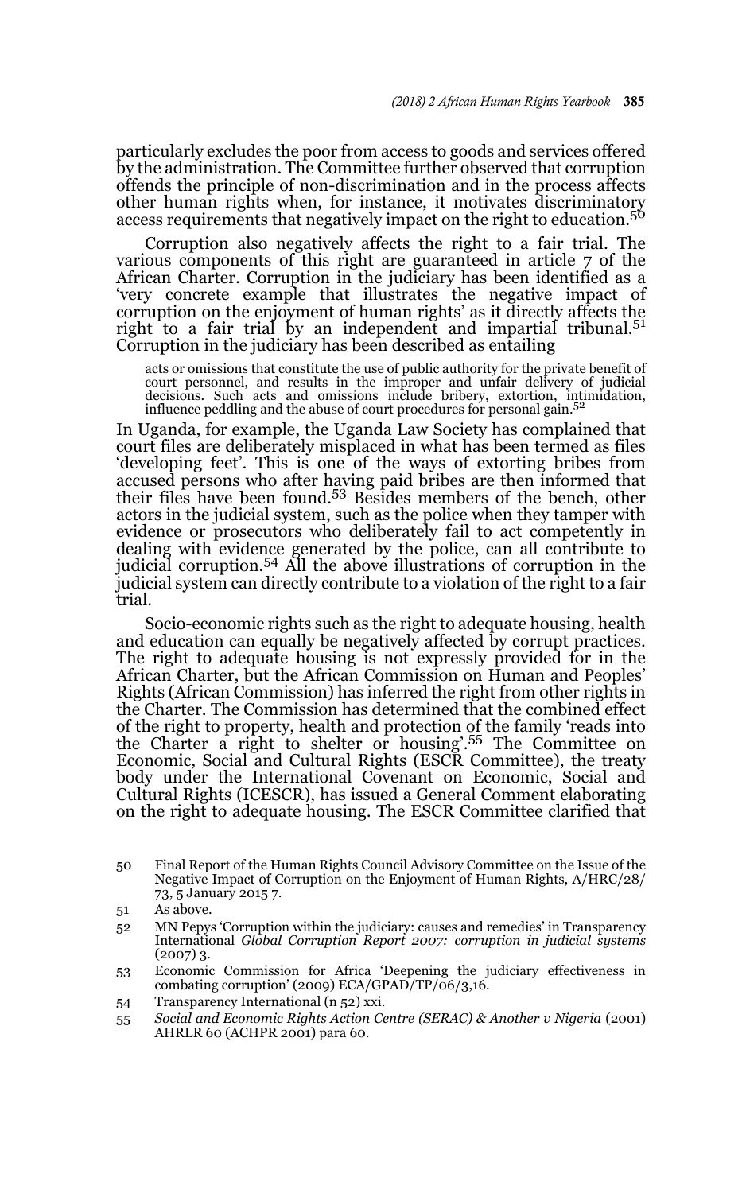particularly excludes the poor from access to goods and services offered by the administration. The Committee further observed that corruption offends the principle of non-discrimination and in the process affects other human rights when, for instance, it motivates discriminatory access requirements that negatively impact on the right to education.[50]

Corruption also negatively affects the right to a fair trial. The various components of this right are guaranteed in article 7 of the African Charter. Corruption in the judiciary has been identified as a 'very concrete example that illustrates the negative impact of corruption on the enjoyment of human rights' as it directly affects the right to a fair trial by an independent and impartial tribunal.[51] Corruption in the judiciary has been described as entailing

> acts or omissions that constitute the use of public authority for the private benefit of court personnel, and results in the improper and unfair delivery of judicial decisions. Such acts and omissions include bribery, extortion, intimidation, influence peddling and the abuse of court procedures for personal gain.[52]

In Uganda, for example, the Uganda Law Society has complained that court files are deliberately misplaced in what has been termed as files 'developing feet'. This is one of the ways of extorting bribes from accused persons who after having paid bribes are then informed that their files have been found.[53] Besides members of the bench, other actors in the judicial system, such as the police when they tamper with evidence or prosecutors who deliberately fail to act competently in dealing with evidence generated by the police, can all contribute to judicial corruption.[54] All the above illustrations of corruption in the judicial system can directly contribute to a violation of the right to a fair trial.

Socio-economic rights such as the right to adequate housing, health and education can equally be negatively affected by corrupt practices. The right to adequate housing is not expressly provided for in the African Charter, but the African Commission on Human and Peoples' Rights (African Commission) has inferred the right from other rights in the Charter. The Commission has determined that the combined effect of the right to property, health and protection of the family 'reads into the Charter a right to shelter or housing'.[55] The Committee on Economic, Social and Cultural Rights (ESCR Committee), the treaty body under the International Covenant on Economic, Social and Cultural Rights (ICESCR), has issued a General Comment elaborating on the right to adequate housing. The ESCR Committee clarified that

---

50 Final Report of the Human Rights Council Advisory Committee on the Issue of the Negative Impact of Corruption on the Enjoyment of Human Rights, A/HRC/28/73, 5 January 2015 7.

51 As above.

52 MN Pepys 'Corruption within the judiciary: causes and remedies' in Transparency International *Global Corruption Report 2007: corruption in judicial systems* (2007) 3.

53 Economic Commission for Africa 'Deepening the judiciary effectiveness in combating corruption' (2009) ECA/GPAD/TP/06/3,16.

54 Transparency International (n 52) xxi.

55 *Social and Economic Rights Action Centre (SERAC) & Another v Nigeria* (2001) AHRLR 60 (ACHPR 2001) para 60.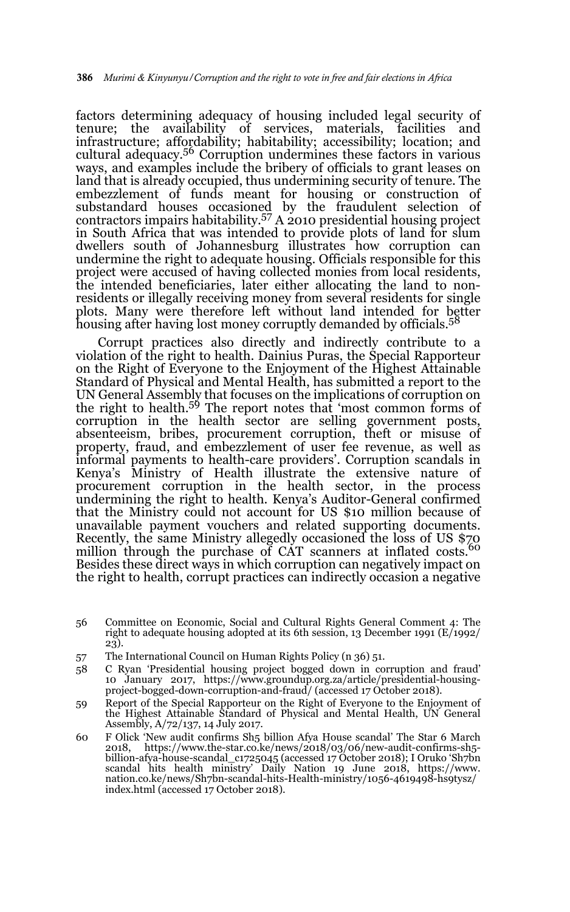factors determining adequacy of housing included legal security of tenure; the availability of services, materials, facilities and infrastructure; affordability; habitability; accessibility; location; and cultural adequacy.[56] Corruption undermines these factors in various ways, and examples include the bribery of officials to grant leases on land that is already occupied, thus undermining security of tenure. The embezzlement of funds meant for housing or construction of substandard houses occasioned by the fraudulent selection of contractors impairs habitability.[57] A 2010 presidential housing project in South Africa that was intended to provide plots of land for slum dwellers south of Johannesburg illustrates how corruption can undermine the right to adequate housing. Officials responsible for this project were accused of having collected monies from local residents, the intended beneficiaries, later either allocating the land to non-residents or illegally receiving money from several residents for single plots. Many were therefore left without land intended for better housing after having lost money corruptly demanded by officials.[58]

Corrupt practices also directly and indirectly contribute to a violation of the right to health. Dainius Puras, the Special Rapporteur on the Right of Everyone to the Enjoyment of the Highest Attainable Standard of Physical and Mental Health, has submitted a report to the UN General Assembly that focuses on the implications of corruption on the right to health.[59] The report notes that 'most common forms of corruption in the health sector are selling government posts, absenteeism, bribes, procurement corruption, theft or misuse of property, fraud, and embezzlement of user fee revenue, as well as informal payments to health-care providers'. Corruption scandals in Kenya's Ministry of Health illustrate the extensive nature of procurement corruption in the health sector, in the process undermining the right to health. Kenya's Auditor-General confirmed that the Ministry could not account for US $10 million because of unavailable payment vouchers and related supporting documents. Recently, the same Ministry allegedly occasioned the loss of US $70 million through the purchase of CAT scanners at inflated costs.[60] Besides these direct ways in which corruption can negatively impact on the right to health, corrupt practices can indirectly occasion a negative

56 Committee on Economic, Social and Cultural Rights General Comment 4: The right to adequate housing adopted at its 6th session, 13 December 1991 (E/1992/23).

57 The International Council on Human Rights Policy (n 36) 51.

58 C Ryan 'Presidential housing project bogged down in corruption and fraud' 10 January 2017, https://www.groundup.org.za/article/presidential-housing-project-bogged-down-corruption-and-fraud/ (accessed 17 October 2018).

59 Report of the Special Rapporteur on the Right of Everyone to the Enjoyment of the Highest Attainable Standard of Physical and Mental Health, UN General Assembly, A/72/137, 14 July 2017.

60 F Olick 'New audit confirms Sh5 billion Afya House scandal' The Star 6 March 2018, https://www.the-star.co.ke/news/2018/03/06/new-audit-confirms-sh5-billion-afya-house-scandal_c1725045 (accessed 17 October 2018); I Oruko 'Sh7bn scandal hits health ministry' Daily Nation 19 June 2018, https://www.nation.co.ke/news/Sh7bn-scandal-hits-Health-ministry/1056-4619498-hs9tysz/index.html (accessed 17 October 2018).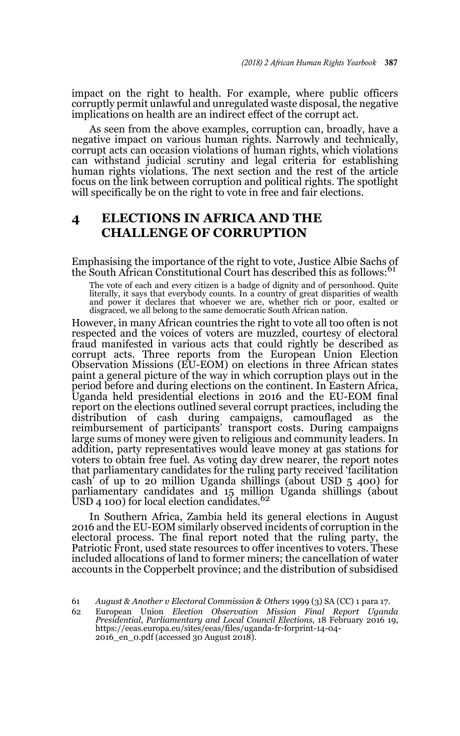impact on the right to health. For example, where public officers corruptly permit unlawful and unregulated waste disposal, the negative implications on health are an indirect effect of the corrupt act.

As seen from the above examples, corruption can, broadly, have a negative impact on various human rights. Narrowly and technically, corrupt acts can occasion violations of human rights, which violations can withstand judicial scrutiny and legal criteria for establishing human rights violations. The next section and the rest of the article focus on the link between corruption and political rights. The spotlight will specifically be on the right to vote in free and fair elections.

## 4 ELECTIONS IN AFRICA AND THE CHALLENGE OF CORRUPTION

Emphasising the importance of the right to vote, Justice Albie Sachs of the South African Constitutional Court has described this as follows:[61]

> The vote of each and every citizen is a badge of dignity and of personhood. Quite literally, it says that everybody counts. In a country of great disparities of wealth and power it declares that whoever we are, whether rich or poor, exalted or disgraced, we all belong to the same democratic South African nation.

However, in many African countries the right to vote all too often is not respected and the voices of voters are muzzled, courtesy of electoral fraud manifested in various acts that could rightly be described as corrupt acts. Three reports from the European Union Election Observation Missions (EU-EOM) on elections in three African states paint a general picture of the way in which corruption plays out in the period before and during elections on the continent. In Eastern Africa, Uganda held presidential elections in 2016 and the EU-EOM final report on the elections outlined several corrupt practices, including the distribution of cash during campaigns, camouflaged as the reimbursement of participants' transport costs. During campaigns large sums of money were given to religious and community leaders. In addition, party representatives would leave money at gas stations for voters to obtain free fuel. As voting day drew nearer, the report notes that parliamentary candidates for the ruling party received 'facilitation cash' of up to 20 million Uganda shillings (about USD 5 400) for parliamentary candidates and 15 million Uganda shillings (about USD 4 100) for local election candidates.[62]

In Southern Africa, Zambia held its general elections in August 2016 and the EU-EOM similarly observed incidents of corruption in the electoral process. The final report noted that the ruling party, the Patriotic Front, used state resources to offer incentives to voters. These included allocations of land to former miners; the cancellation of water accounts in the Copperbelt province; and the distribution of subsidised

---

61 *August & Another v Electoral Commission & Others* 1999 (3) SA (CC) 1 para 17.

62 European Union *Election Observation Mission Final Report Uganda Presidential, Parliamentary and Local Council Elections*, 18 February 2016 19, https://eeas.europa.eu/sites/eeas/files/uganda-fr-forprint-14-04-2016_en_0.pdf (accessed 30 August 2018).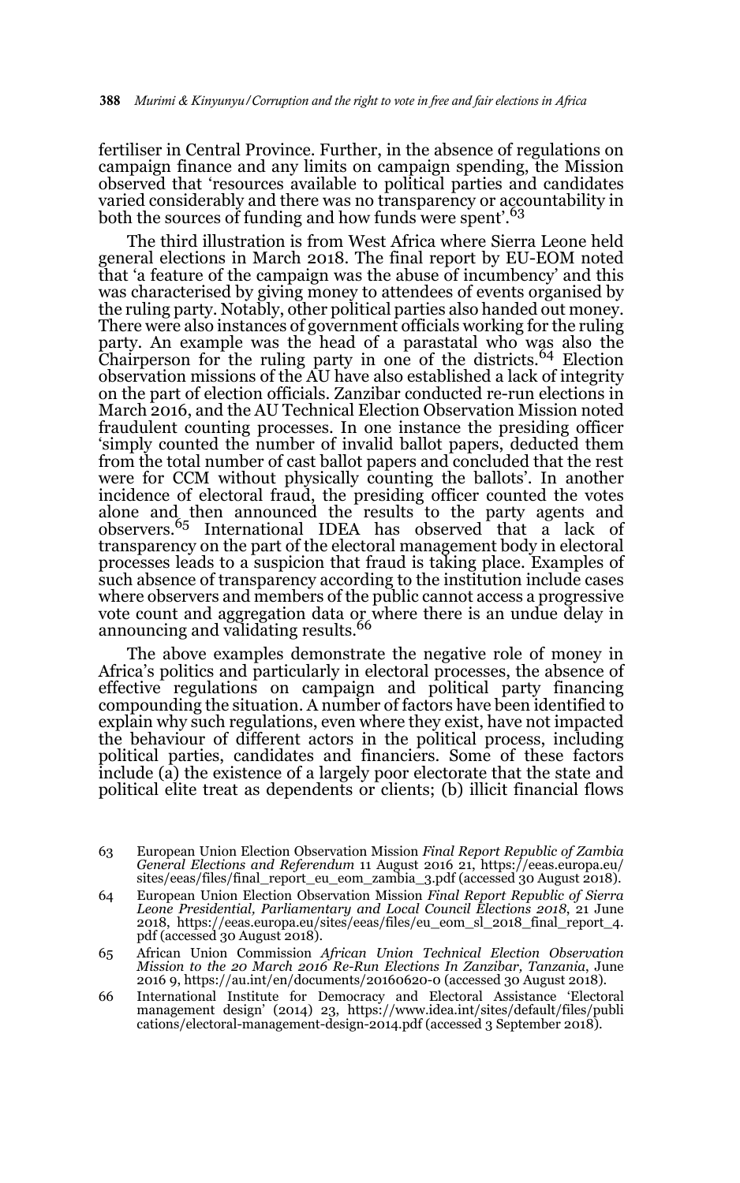fertiliser in Central Province. Further, in the absence of regulations on campaign finance and any limits on campaign spending, the Mission observed that 'resources available to political parties and candidates varied considerably and there was no transparency or accountability in both the sources of funding and how funds were spent'.[63]

The third illustration is from West Africa where Sierra Leone held general elections in March 2018. The final report by EU-EOM noted that 'a feature of the campaign was the abuse of incumbency' and this was characterised by giving money to attendees of events organised by the ruling party. Notably, other political parties also handed out money. There were also instances of government officials working for the ruling party. An example was the head of a parastatal who was also the Chairperson for the ruling party in one of the districts.[64] Election observation missions of the AU have also established a lack of integrity on the part of election officials. Zanzibar conducted re-run elections in March 2016, and the AU Technical Election Observation Mission noted fraudulent counting processes. In one instance the presiding officer 'simply counted the number of invalid ballot papers, deducted them from the total number of cast ballot papers and concluded that the rest were for CCM without physically counting the ballots'. In another incidence of electoral fraud, the presiding officer counted the votes alone and then announced the results to the party agents and observers.[65] International IDEA has observed that a lack of transparency on the part of the electoral management body in electoral processes leads to a suspicion that fraud is taking place. Examples of such absence of transparency according to the institution include cases where observers and members of the public cannot access a progressive vote count and aggregation data or where there is an undue delay in announcing and validating results.[66]

The above examples demonstrate the negative role of money in Africa's politics and particularly in electoral processes, the absence of effective regulations on campaign and political party financing compounding the situation. A number of factors have been identified to explain why such regulations, even where they exist, have not impacted the behaviour of different actors in the political process, including political parties, candidates and financiers. Some of these factors include (a) the existence of a largely poor electorate that the state and political elite treat as dependents or clients; (b) illicit financial flows

---

63 European Union Election Observation Mission *Final Report Republic of Zambia General Elections and Referendum* 11 August 2016 21, https://eeas.europa.eu/sites/eeas/files/final_report_eu_eom_zambia_3.pdf (accessed 30 August 2018).

64 European Union Election Observation Mission *Final Report Republic of Sierra Leone Presidential, Parliamentary and Local Council Elections 2018*, 21 June 2018, https://eeas.europa.eu/sites/eeas/files/eu_eom_sl_2018_final_report_4.pdf (accessed 30 August 2018).

65 African Union Commission *African Union Technical Election Observation Mission to the 20 March 2016 Re-Run Elections In Zanzibar, Tanzania*, June 2016 9, https://au.int/en/documents/20160620-0 (accessed 30 August 2018).

66 International Institute for Democracy and Electoral Assistance 'Electoral management design' (2014) 23, https://www.idea.int/sites/default/files/publications/electoral-management-design-2014.pdf (accessed 3 September 2018).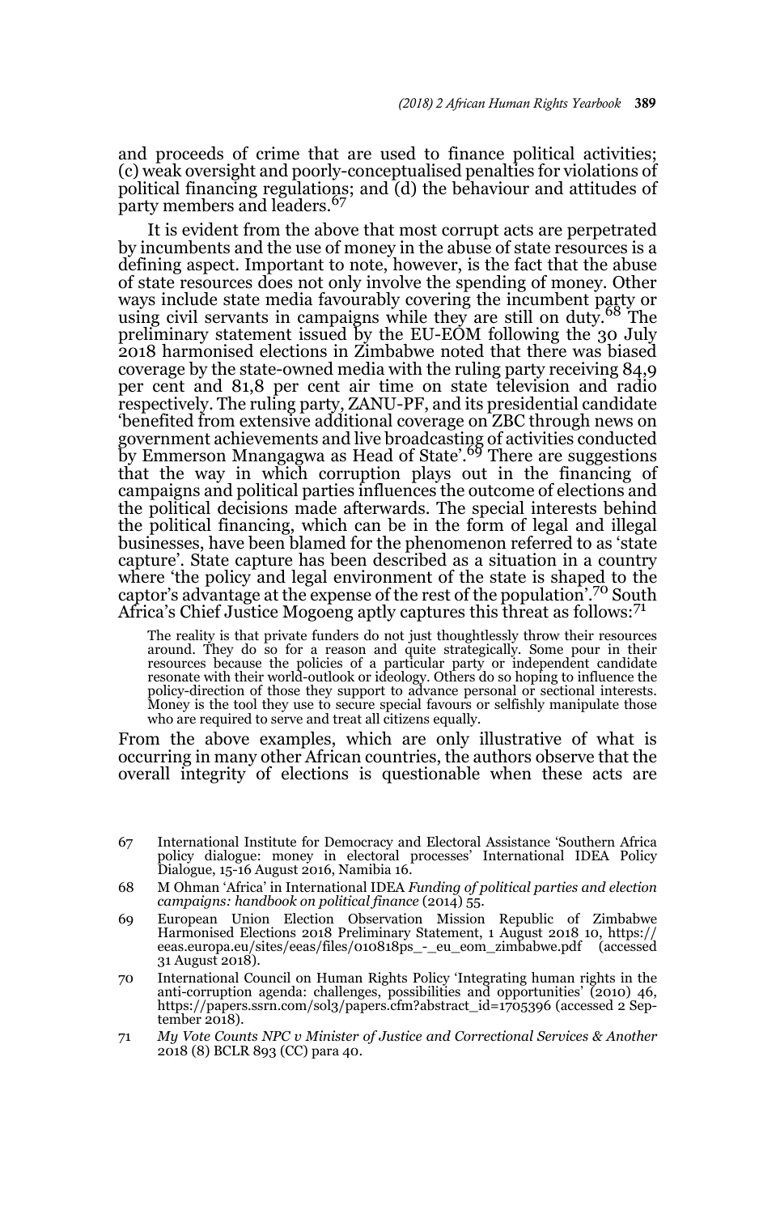and proceeds of crime that are used to finance political activities; (c) weak oversight and poorly-conceptualised penalties for violations of political financing regulations; and (d) the behaviour and attitudes of party members and leaders.[67]

It is evident from the above that most corrupt acts are perpetrated by incumbents and the use of money in the abuse of state resources is a defining aspect. Important to note, however, is the fact that the abuse of state resources does not only involve the spending of money. Other ways include state media favourably covering the incumbent party or using civil servants in campaigns while they are still on duty.[68] The preliminary statement issued by the EU-EOM following the 30 July 2018 harmonised elections in Zimbabwe noted that there was biased coverage by the state-owned media with the ruling party receiving 84,9 per cent and 81,8 per cent air time on state television and radio respectively. The ruling party, ZANU-PF, and its presidential candidate 'benefited from extensive additional coverage on ZBC through news on government achievements and live broadcasting of activities conducted by Emmerson Mnangagwa as Head of State'.[69] There are suggestions that the way in which corruption plays out in the financing of campaigns and political parties influences the outcome of elections and the political decisions made afterwards. The special interests behind the political financing, which can be in the form of legal and illegal businesses, have been blamed for the phenomenon referred to as 'state capture'. State capture has been described as a situation in a country where 'the policy and legal environment of the state is shaped to the captor's advantage at the expense of the rest of the population'.[70] South Africa's Chief Justice Mogoeng aptly captures this threat as follows:[71]

> The reality is that private funders do not just thoughtlessly throw their resources around. They do so for a reason and quite strategically. Some pour in their resources because the policies of a particular party or independent candidate resonate with their world-outlook or ideology. Others do so hoping to influence the policy-direction of those they support to advance personal or sectional interests. Money is the tool they use to secure special favours or selfishly manipulate those who are required to serve and treat all citizens equally.

From the above examples, which are only illustrative of what is occurring in many other African countries, the authors observe that the overall integrity of elections is questionable when these acts are

---

67 International Institute for Democracy and Electoral Assistance 'Southern Africa policy dialogue: money in electoral processes' International IDEA Policy Dialogue, 15-16 August 2016, Namibia 16.

68 M Ohman 'Africa' in International IDEA *Funding of political parties and election campaigns: handbook on political finance* (2014) 55.

69 European Union Election Observation Mission Republic of Zimbabwe Harmonised Elections 2018 Preliminary Statement, 1 August 2018 10, https://eeas.europa.eu/sites/eeas/files/010818ps_-_eu_eom_zimbabwe.pdf (accessed 31 August 2018).

70 International Council on Human Rights Policy 'Integrating human rights in the anti-corruption agenda: challenges, possibilities and opportunities' (2010) 46, https://papers.ssrn.com/sol3/papers.cfm?abstract_id=1705396 (accessed 2 September 2018).

71 *My Vote Counts NPC v Minister of Justice and Correctional Services & Another* 2018 (8) BCLR 893 (CC) para 40.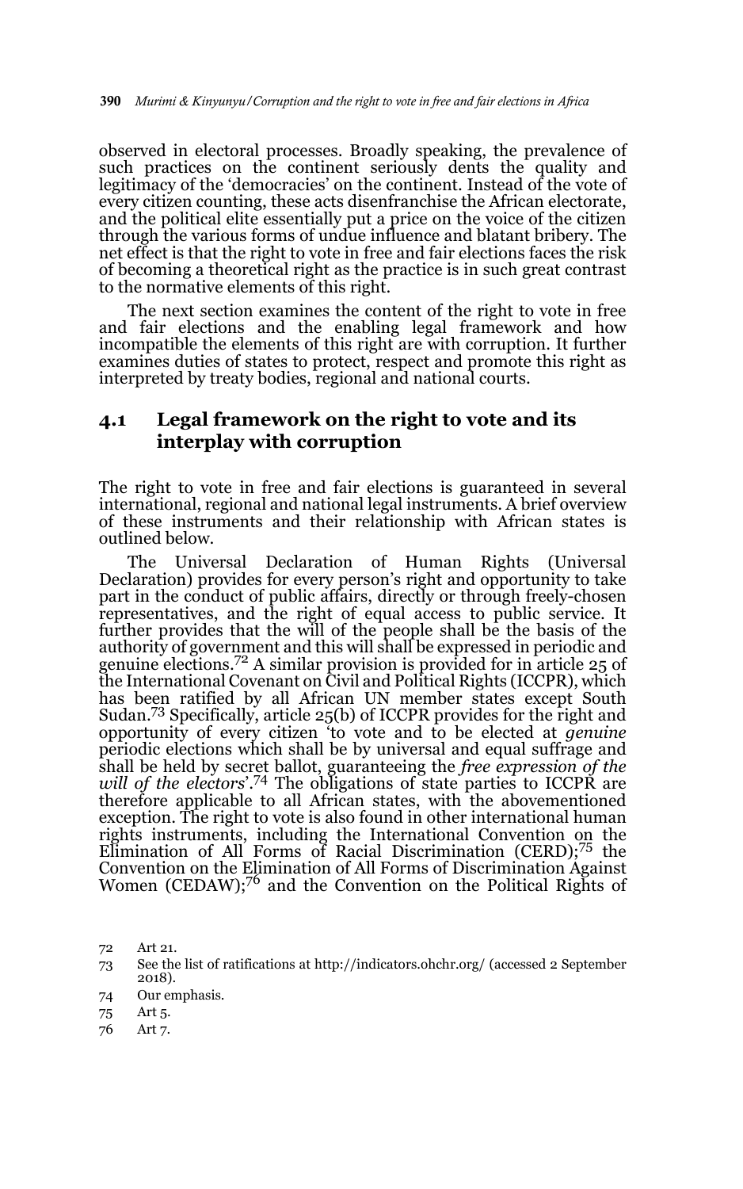observed in electoral processes. Broadly speaking, the prevalence of such practices on the continent seriously dents the quality and legitimacy of the 'democracies' on the continent. Instead of the vote of every citizen counting, these acts disenfranchise the African electorate, and the political elite essentially put a price on the voice of the citizen through the various forms of undue influence and blatant bribery. The net effect is that the right to vote in free and fair elections faces the risk of becoming a theoretical right as the practice is in such great contrast to the normative elements of this right.

The next section examines the content of the right to vote in free and fair elections and the enabling legal framework and how incompatible the elements of this right are with corruption. It further examines duties of states to protect, respect and promote this right as interpreted by treaty bodies, regional and national courts.

## 4.1 Legal framework on the right to vote and its interplay with corruption

The right to vote in free and fair elections is guaranteed in several international, regional and national legal instruments. A brief overview of these instruments and their relationship with African states is outlined below.

The Universal Declaration of Human Rights (Universal Declaration) provides for every person's right and opportunity to take part in the conduct of public affairs, directly or through freely-chosen representatives, and the right of equal access to public service. It further provides that the will of the people shall be the basis of the authority of government and this will shall be expressed in periodic and genuine elections.[72] A similar provision is provided for in article 25 of the International Covenant on Civil and Political Rights (ICCPR), which has been ratified by all African UN member states except South Sudan.[73] Specifically, article 25(b) of ICCPR provides for the right and opportunity of every citizen 'to vote and to be elected at *genuine* periodic elections which shall be by universal and equal suffrage and shall be held by secret ballot, guaranteeing the *free expression of the will of the electors*'.[74] The obligations of state parties to ICCPR are therefore applicable to all African states, with the abovementioned exception. The right to vote is also found in other international human rights instruments, including the International Convention on the Elimination of All Forms of Racial Discrimination (CERD);[75] the Convention on the Elimination of All Forms of Discrimination Against Women (CEDAW);[76] and the Convention on the Political Rights of

---

72 Art 21.

73 See the list of ratifications at http://indicators.ohchr.org/ (accessed 2 September 2018).

74 Our emphasis.

75 Art 5.

76 Art 7.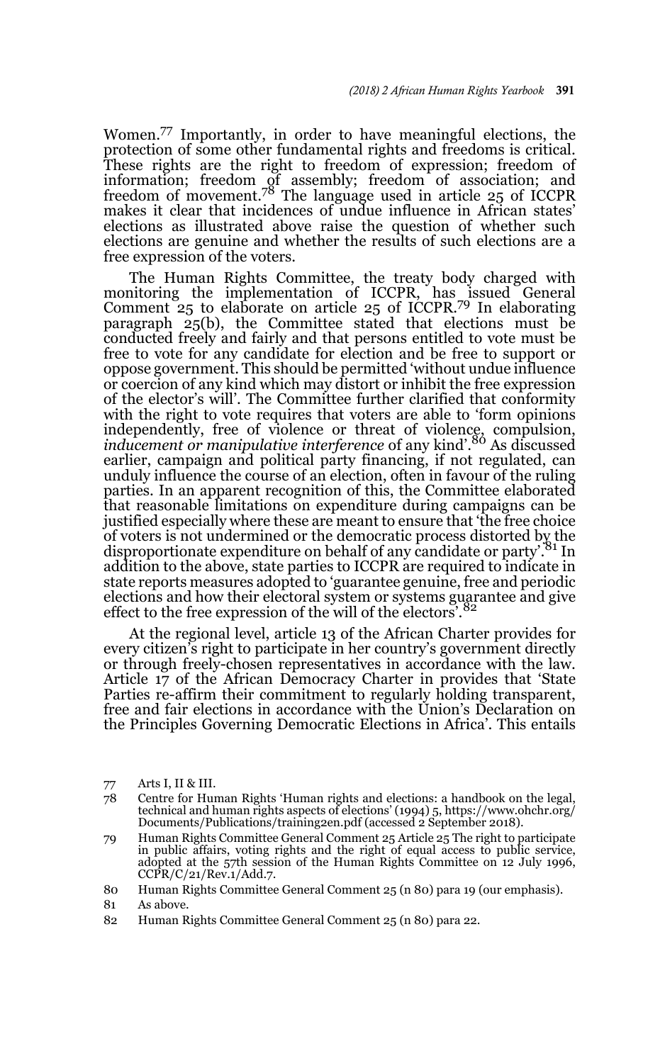Women.[77] Importantly, in order to have meaningful elections, the protection of some other fundamental rights and freedoms is critical. These rights are the right to freedom of expression; freedom of information; freedom of assembly; freedom of association; and freedom of movement.[78] The language used in article 25 of ICCPR makes it clear that incidences of undue influence in African states' elections as illustrated above raise the question of whether such elections are genuine and whether the results of such elections are a free expression of the voters.

The Human Rights Committee, the treaty body charged with monitoring the implementation of ICCPR, has issued General Comment 25 to elaborate on article 25 of ICCPR.[79] In elaborating paragraph 25(b), the Committee stated that elections must be conducted freely and fairly and that persons entitled to vote must be free to vote for any candidate for election and be free to support or oppose government. This should be permitted 'without undue influence or coercion of any kind which may distort or inhibit the free expression of the elector's will'. The Committee further clarified that conformity with the right to vote requires that voters are able to 'form opinions independently, free of violence or threat of violence, compulsion, *inducement or manipulative interference* of any kind'.[80] As discussed earlier, campaign and political party financing, if not regulated, can unduly influence the course of an election, often in favour of the ruling parties. In an apparent recognition of this, the Committee elaborated that reasonable limitations on expenditure during campaigns can be justified especially where these are meant to ensure that 'the free choice of voters is not undermined or the democratic process distorted by the disproportionate expenditure on behalf of any candidate or party'.[81] In addition to the above, state parties to ICCPR are required to indicate in state reports measures adopted to 'guarantee genuine, free and periodic elections and how their electoral system or systems guarantee and give effect to the free expression of the will of the electors'.[82]

At the regional level, article 13 of the African Charter provides for every citizen's right to participate in her country's government directly or through freely-chosen representatives in accordance with the law. Article 17 of the African Democracy Charter in provides that 'State Parties re-affirm their commitment to regularly holding transparent, free and fair elections in accordance with the Union's Declaration on the Principles Governing Democratic Elections in Africa'. This entails

---

77 Arts I, II & III.

78 Centre for Human Rights 'Human rights and elections: a handbook on the legal, technical and human rights aspects of elections' (1994) 5, https://www.ohchr.org/Documents/Publications/training2en.pdf (accessed 2 September 2018).

79 Human Rights Committee General Comment 25 Article 25 The right to participate in public affairs, voting rights and the right of equal access to public service, adopted at the 57th session of the Human Rights Committee on 12 July 1996, CCPR/C/21/Rev.1/Add.7.

80 Human Rights Committee General Comment 25 (n 80) para 19 (our emphasis).

81 As above.

82 Human Rights Committee General Comment 25 (n 80) para 22.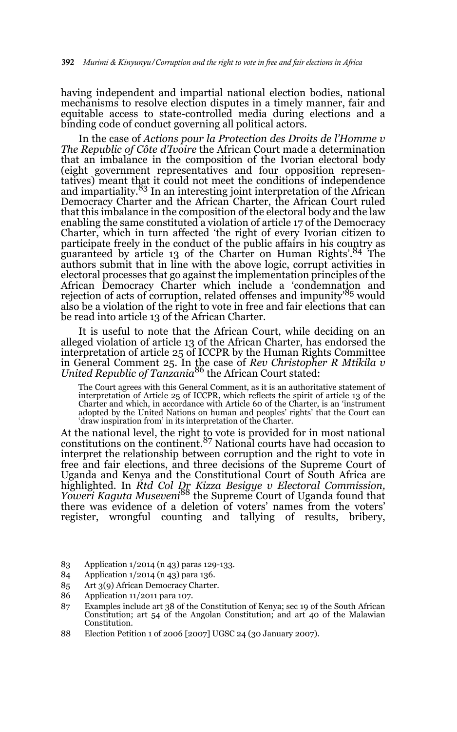having independent and impartial national election bodies, national mechanisms to resolve election disputes in a timely manner, fair and equitable access to state-controlled media during elections and a binding code of conduct governing all political actors.

In the case of *Actions pour la Protection des Droits de l'Homme v The Republic of Côte d'Ivoire* the African Court made a determination that an imbalance in the composition of the Ivorian electoral body (eight government representatives and four opposition representatives) meant that it could not meet the conditions of independence and impartiality.[83] In an interesting joint interpretation of the African Democracy Charter and the African Charter, the African Court ruled that this imbalance in the composition of the electoral body and the law enabling the same constituted a violation of article 17 of the Democracy Charter, which in turn affected 'the right of every Ivorian citizen to participate freely in the conduct of the public affairs in his country as guaranteed by article 13 of the Charter on Human Rights'.[84] The authors submit that in line with the above logic, corrupt activities in electoral processes that go against the implementation principles of the African Democracy Charter which include a 'condemnation and rejection of acts of corruption, related offenses and impunity'[85] would also be a violation of the right to vote in free and fair elections that can be read into article 13 of the African Charter.

It is useful to note that the African Court, while deciding on an alleged violation of article 13 of the African Charter, has endorsed the interpretation of article 25 of ICCPR by the Human Rights Committee in General Comment 25. In the case of *Rev Christopher R Mtikila v United Republic of Tanzania*[86] the African Court stated:

> The Court agrees with this General Comment, as it is an authoritative statement of interpretation of Article 25 of ICCPR, which reflects the spirit of article 13 of the Charter and which, in accordance with Article 60 of the Charter, is an 'instrument adopted by the United Nations on human and peoples' rights' that the Court can 'draw inspiration from' in its interpretation of the Charter.

At the national level, the right to vote is provided for in most national constitutions on the continent.[87] National courts have had occasion to interpret the relationship between corruption and the right to vote in free and fair elections, and three decisions of the Supreme Court of Uganda and Kenya and the Constitutional Court of South Africa are highlighted. In *Rtd Col Dr Kizza Besigye v Electoral Commission, Yoweri Kaguta Museveni*[88] the Supreme Court of Uganda found that there was evidence of a deletion of voters' names from the voters' register, wrongful counting and tallying of results, bribery,

---

83 Application 1/2014 (n 43) paras 129-133.

84 Application 1/2014 (n 43) para 136.

85 Art 3(9) African Democracy Charter.

86 Application 11/2011 para 107.

87 Examples include art 38 of the Constitution of Kenya; sec 19 of the South African Constitution; art 54 of the Angolan Constitution; and art 40 of the Malawian Constitution.

88 Election Petition 1 of 2006 [2007] UGSC 24 (30 January 2007).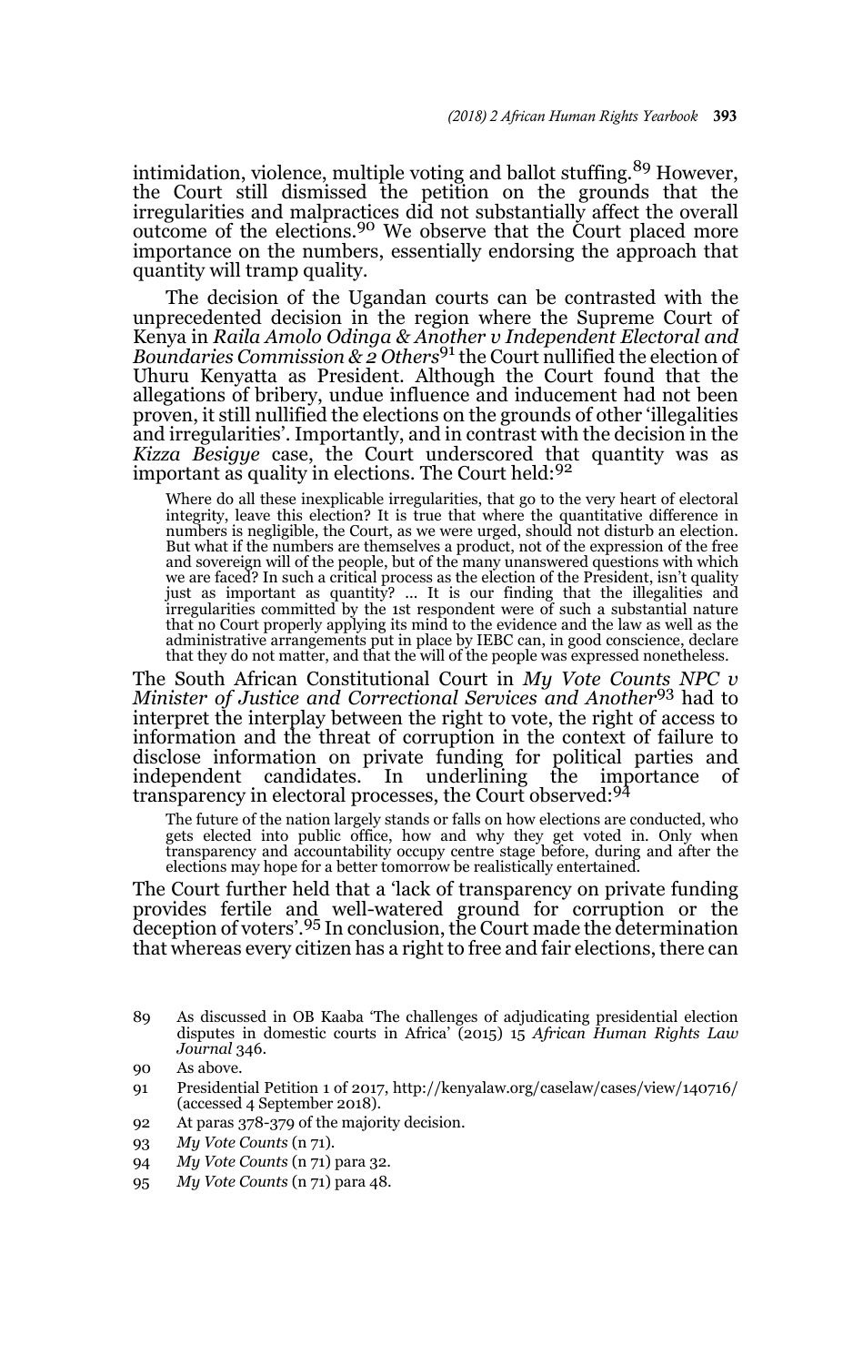intimidation, violence, multiple voting and ballot stuffing.[89] However, the Court still dismissed the petition on the grounds that the irregularities and malpractices did not substantially affect the overall outcome of the elections.[90] We observe that the Court placed more importance on the numbers, essentially endorsing the approach that quantity will tramp quality.

The decision of the Ugandan courts can be contrasted with the unprecedented decision in the region where the Supreme Court of Kenya in *Raila Amolo Odinga & Another v Independent Electoral and Boundaries Commission & 2 Others*[91] the Court nullified the election of Uhuru Kenyatta as President. Although the Court found that the allegations of bribery, undue influence and inducement had not been proven, it still nullified the elections on the grounds of other 'illegalities and irregularities'. Importantly, and in contrast with the decision in the *Kizza Besigye* case, the Court underscored that quantity was as important as quality in elections. The Court held:[92]

> Where do all these inexplicable irregularities, that go to the very heart of electoral integrity, leave this election? It is true that where the quantitative difference in numbers is negligible, the Court, as we were urged, should not disturb an election. But what if the numbers are themselves a product, not of the expression of the free and sovereign will of the people, but of the many unanswered questions with which we are faced? In such a critical process as the election of the President, isn't quality just as important as quantity? … It is our finding that the illegalities and irregularities committed by the 1st respondent were of such a substantial nature that no Court properly applying its mind to the evidence and the law as well as the administrative arrangements put in place by IEBC can, in good conscience, declare that they do not matter, and that the will of the people was expressed nonetheless.

The South African Constitutional Court in *My Vote Counts NPC v Minister of Justice and Correctional Services and Another*[93] had to interpret the interplay between the right to vote, the right of access to information and the threat of corruption in the context of failure to disclose information on private funding for political parties and independent candidates. In underlining the importance of transparency in electoral processes, the Court observed:[94]

> The future of the nation largely stands or falls on how elections are conducted, who gets elected into public office, how and why they get voted in. Only when transparency and accountability occupy centre stage before, during and after the elections may hope for a better tomorrow be realistically entertained.

The Court further held that a 'lack of transparency on private funding provides fertile and well-watered ground for corruption or the deception of voters'.[95] In conclusion, the Court made the determination that whereas every citizen has a right to free and fair elections, there can

---

89 As discussed in OB Kaaba 'The challenges of adjudicating presidential election disputes in domestic courts in Africa' (2015) 15 *African Human Rights Law Journal* 346.

90 As above.

91 Presidential Petition 1 of 2017, http://kenyalaw.org/caselaw/cases/view/140716/ (accessed 4 September 2018).

92 At paras 378-379 of the majority decision.

93 *My Vote Counts* (n 71).

94 *My Vote Counts* (n 71) para 32.

95 *My Vote Counts* (n 71) para 48.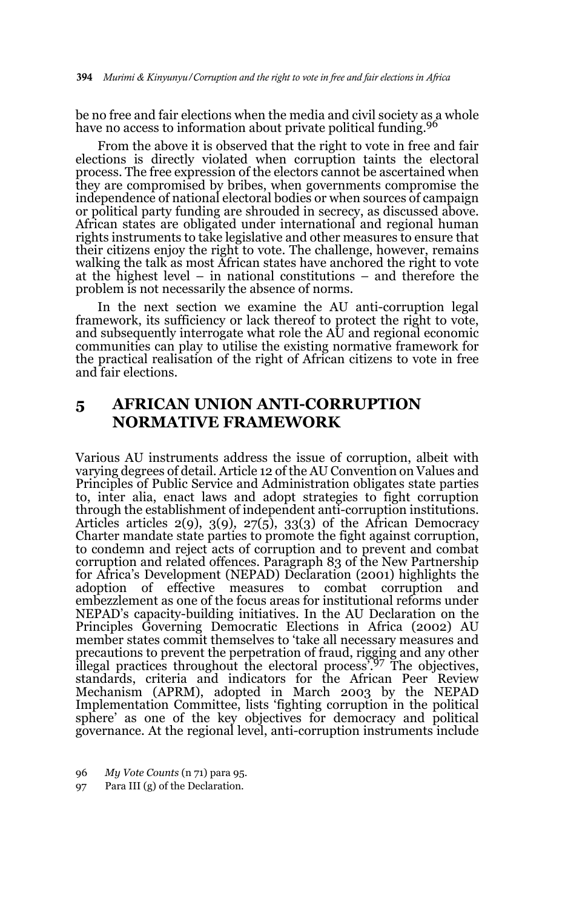be no free and fair elections when the media and civil society as a whole have no access to information about private political funding.[96]

From the above it is observed that the right to vote in free and fair elections is directly violated when corruption taints the electoral process. The free expression of the electors cannot be ascertained when they are compromised by bribes, when governments compromise the independence of national electoral bodies or when sources of campaign or political party funding are shrouded in secrecy, as discussed above. African states are obligated under international and regional human rights instruments to take legislative and other measures to ensure that their citizens enjoy the right to vote. The challenge, however, remains walking the talk as most African states have anchored the right to vote at the highest level – in national constitutions – and therefore the problem is not necessarily the absence of norms.

In the next section we examine the AU anti-corruption legal framework, its sufficiency or lack thereof to protect the right to vote, and subsequently interrogate what role the AU and regional economic communities can play to utilise the existing normative framework for the practical realisation of the right of African citizens to vote in free and fair elections.

## 5 AFRICAN UNION ANTI-CORRUPTION NORMATIVE FRAMEWORK

Various AU instruments address the issue of corruption, albeit with varying degrees of detail. Article 12 of the AU Convention on Values and Principles of Public Service and Administration obligates state parties to, inter alia, enact laws and adopt strategies to fight corruption through the establishment of independent anti-corruption institutions. Articles articles 2(9), 3(9), 27(5), 33(3) of the African Democracy Charter mandate state parties to promote the fight against corruption, to condemn and reject acts of corruption and to prevent and combat corruption and related offences. Paragraph 83 of the New Partnership for Africa's Development (NEPAD) Declaration (2001) highlights the adoption of effective measures to combat corruption and embezzlement as one of the focus areas for institutional reforms under NEPAD's capacity-building initiatives. In the AU Declaration on the Principles Governing Democratic Elections in Africa (2002) AU member states commit themselves to 'take all necessary measures and precautions to prevent the perpetration of fraud, rigging and any other illegal practices throughout the electoral process'.[97] The objectives, standards, criteria and indicators for the African Peer Review Mechanism (APRM), adopted in March 2003 by the NEPAD Implementation Committee, lists 'fighting corruption in the political sphere' as one of the key objectives for democracy and political governance. At the regional level, anti-corruption instruments include

96 *My Vote Counts* (n 71) para 95.

97 Para III (g) of the Declaration.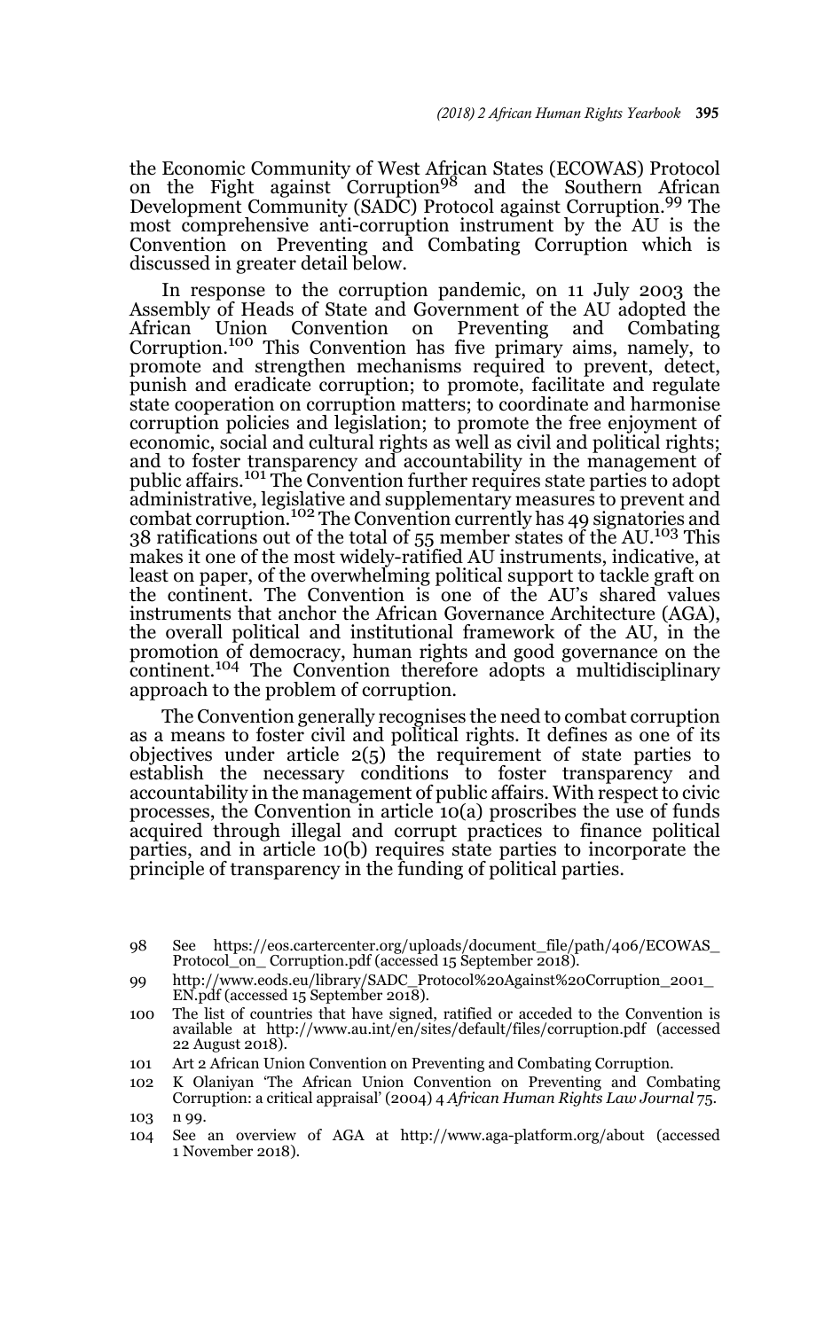the Economic Community of West African States (ECOWAS) Protocol on the Fight against Corruption[98] and the Southern African Development Community (SADC) Protocol against Corruption.[99] The most comprehensive anti-corruption instrument by the AU is the Convention on Preventing and Combating Corruption which is discussed in greater detail below.

In response to the corruption pandemic, on 11 July 2003 the Assembly of Heads of State and Government of the AU adopted the African Union Convention on Preventing and Combating Corruption.[100] This Convention has five primary aims, namely, to promote and strengthen mechanisms required to prevent, detect, punish and eradicate corruption; to promote, facilitate and regulate state cooperation on corruption matters; to coordinate and harmonise corruption policies and legislation; to promote the free enjoyment of economic, social and cultural rights as well as civil and political rights; and to foster transparency and accountability in the management of public affairs.[101] The Convention further requires state parties to adopt administrative, legislative and supplementary measures to prevent and combat corruption.[102] The Convention currently has 49 signatories and 38 ratifications out of the total of 55 member states of the AU.[103] This makes it one of the most widely-ratified AU instruments, indicative, at least on paper, of the overwhelming political support to tackle graft on the continent. The Convention is one of the AU's shared values instruments that anchor the African Governance Architecture (AGA), the overall political and institutional framework of the AU, in the promotion of democracy, human rights and good governance on the continent.[104] The Convention therefore adopts a multidisciplinary approach to the problem of corruption.

The Convention generally recognises the need to combat corruption as a means to foster civil and political rights. It defines as one of its objectives under article 2(5) the requirement of state parties to establish the necessary conditions to foster transparency and accountability in the management of public affairs. With respect to civic processes, the Convention in article 10(a) proscribes the use of funds acquired through illegal and corrupt practices to finance political parties, and in article 10(b) requires state parties to incorporate the principle of transparency in the funding of political parties.

98 See https://eos.cartercenter.org/uploads/document_file/path/406/ECOWAS_Protocol_on_ Corruption.pdf (accessed 15 September 2018).

99 http://www.eods.eu/library/SADC_Protocol%20Against%20Corruption_2001_EN.pdf (accessed 15 September 2018).

100 The list of countries that have signed, ratified or acceded to the Convention is available at http://www.au.int/en/sites/default/files/corruption.pdf (accessed 22 August 2018).

101 Art 2 African Union Convention on Preventing and Combating Corruption.

102 K Olaniyan 'The African Union Convention on Preventing and Combating Corruption: a critical appraisal' (2004) 4 *African Human Rights Law Journal* 75.

103 n 99.

104 See an overview of AGA at http://www.aga-platform.org/about (accessed 1 November 2018).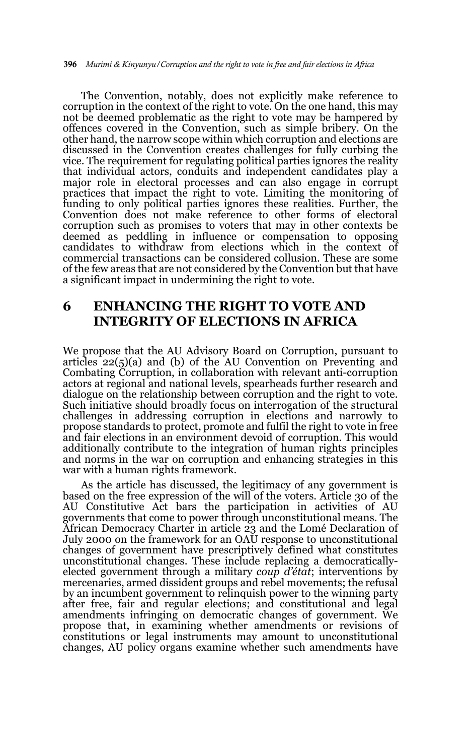The Convention, notably, does not explicitly make reference to corruption in the context of the right to vote. On the one hand, this may not be deemed problematic as the right to vote may be hampered by offences covered in the Convention, such as simple bribery. On the other hand, the narrow scope within which corruption and elections are discussed in the Convention creates challenges for fully curbing the vice. The requirement for regulating political parties ignores the reality that individual actors, conduits and independent candidates play a major role in electoral processes and can also engage in corrupt practices that impact the right to vote. Limiting the monitoring of funding to only political parties ignores these realities. Further, the Convention does not make reference to other forms of electoral corruption such as promises to voters that may in other contexts be deemed as peddling in influence or compensation to opposing candidates to withdraw from elections which in the context of commercial transactions can be considered collusion. These are some of the few areas that are not considered by the Convention but that have a significant impact in undermining the right to vote.

## 6 ENHANCING THE RIGHT TO VOTE AND INTEGRITY OF ELECTIONS IN AFRICA

We propose that the AU Advisory Board on Corruption, pursuant to articles 22(5)(a) and (b) of the AU Convention on Preventing and Combating Corruption, in collaboration with relevant anti-corruption actors at regional and national levels, spearheads further research and dialogue on the relationship between corruption and the right to vote. Such initiative should broadly focus on interrogation of the structural challenges in addressing corruption in elections and narrowly to propose standards to protect, promote and fulfil the right to vote in free and fair elections in an environment devoid of corruption. This would additionally contribute to the integration of human rights principles and norms in the war on corruption and enhancing strategies in this war with a human rights framework.

As the article has discussed, the legitimacy of any government is based on the free expression of the will of the voters. Article 30 of the AU Constitutive Act bars the participation in activities of AU governments that come to power through unconstitutional means. The African Democracy Charter in article 23 and the Lomé Declaration of July 2000 on the framework for an OAU response to unconstitutional changes of government have prescriptively defined what constitutes unconstitutional changes. These include replacing a democratically-elected government through a military *coup d'état*; interventions by mercenaries, armed dissident groups and rebel movements; the refusal by an incumbent government to relinquish power to the winning party after free, fair and regular elections; and constitutional and legal amendments infringing on democratic changes of government. We propose that, in examining whether amendments or revisions of constitutions or legal instruments may amount to unconstitutional changes, AU policy organs examine whether such amendments have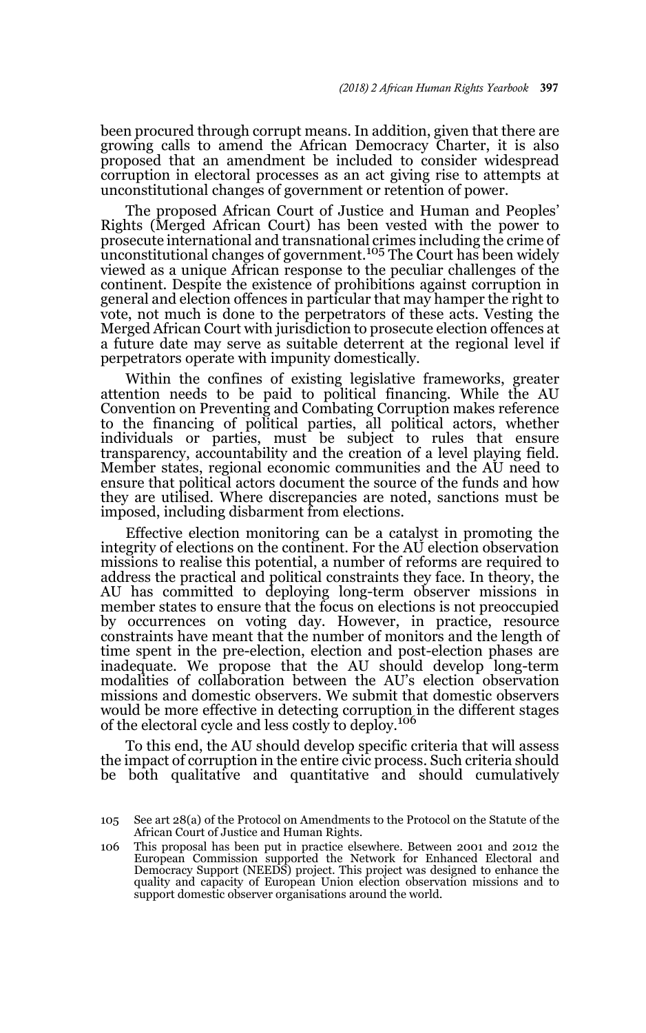been procured through corrupt means. In addition, given that there are growing calls to amend the African Democracy Charter, it is also proposed that an amendment be included to consider widespread corruption in electoral processes as an act giving rise to attempts at unconstitutional changes of government or retention of power.

The proposed African Court of Justice and Human and Peoples' Rights (Merged African Court) has been vested with the power to prosecute international and transnational crimes including the crime of unconstitutional changes of government.[105] The Court has been widely viewed as a unique African response to the peculiar challenges of the continent. Despite the existence of prohibitions against corruption in general and election offences in particular that may hamper the right to vote, not much is done to the perpetrators of these acts. Vesting the Merged African Court with jurisdiction to prosecute election offences at a future date may serve as suitable deterrent at the regional level if perpetrators operate with impunity domestically.

Within the confines of existing legislative frameworks, greater attention needs to be paid to political financing. While the AU Convention on Preventing and Combating Corruption makes reference to the financing of political parties, all political actors, whether individuals or parties, must be subject to rules that ensure transparency, accountability and the creation of a level playing field. Member states, regional economic communities and the AU need to ensure that political actors document the source of the funds and how they are utilised. Where discrepancies are noted, sanctions must be imposed, including disbarment from elections.

Effective election monitoring can be a catalyst in promoting the integrity of elections on the continent. For the AU election observation missions to realise this potential, a number of reforms are required to address the practical and political constraints they face. In theory, the AU has committed to deploying long-term observer missions in member states to ensure that the focus on elections is not preoccupied by occurrences on voting day. However, in practice, resource constraints have meant that the number of monitors and the length of time spent in the pre-election, election and post-election phases are inadequate. We propose that the AU should develop long-term modalities of collaboration between the AU's election observation missions and domestic observers. We submit that domestic observers would be more effective in detecting corruption in the different stages of the electoral cycle and less costly to deploy.[106]

To this end, the AU should develop specific criteria that will assess the impact of corruption in the entire civic process. Such criteria should be both qualitative and quantitative and should cumulatively

105 See art 28(a) of the Protocol on Amendments to the Protocol on the Statute of the African Court of Justice and Human Rights.

106 This proposal has been put in practice elsewhere. Between 2001 and 2012 the European Commission supported the Network for Enhanced Electoral and Democracy Support (NEEDS) project. This project was designed to enhance the quality and capacity of European Union election observation missions and to support domestic observer organisations around the world.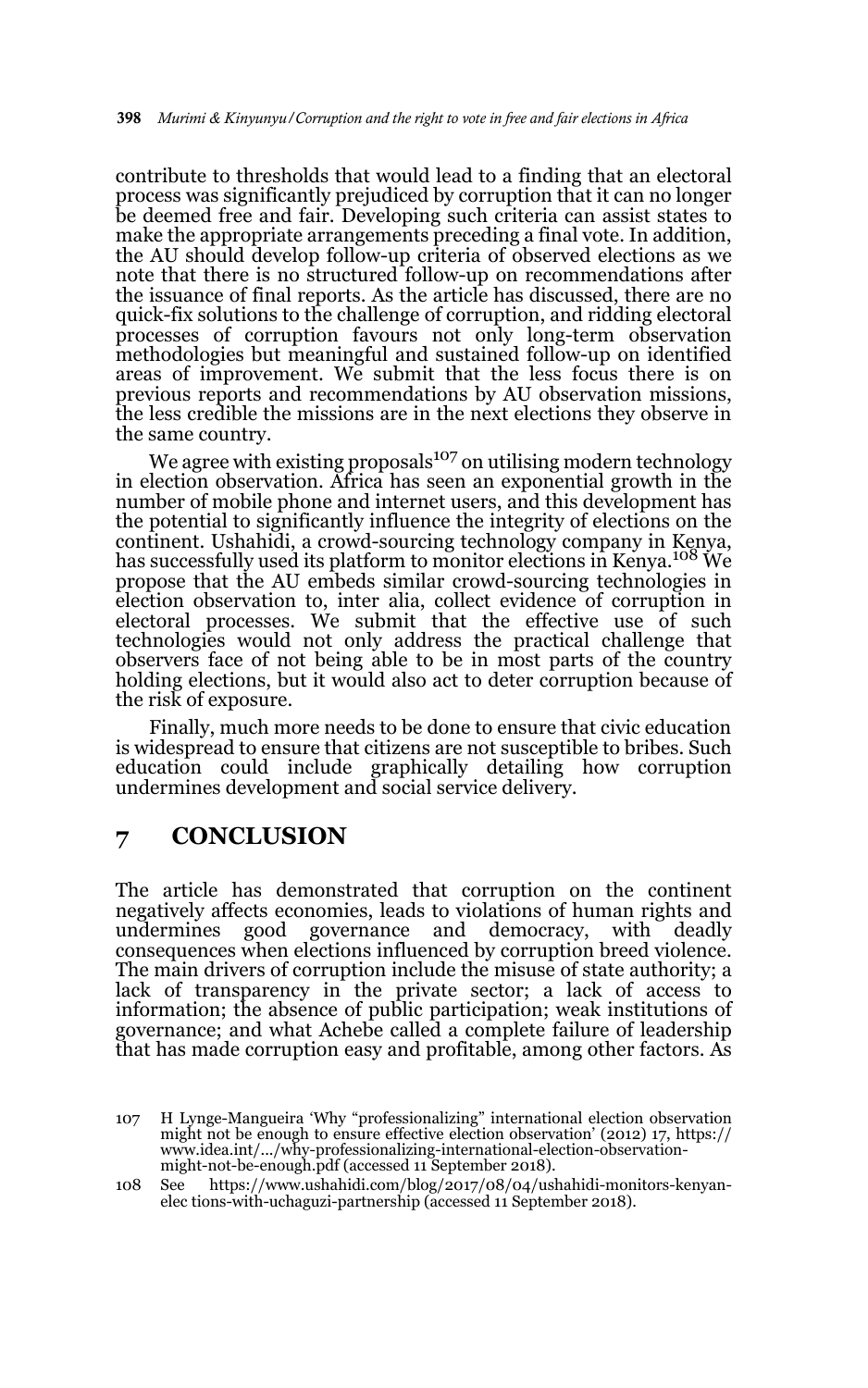contribute to thresholds that would lead to a finding that an electoral process was significantly prejudiced by corruption that it can no longer be deemed free and fair. Developing such criteria can assist states to make the appropriate arrangements preceding a final vote. In addition, the AU should develop follow-up criteria of observed elections as we note that there is no structured follow-up on recommendations after the issuance of final reports. As the article has discussed, there are no quick-fix solutions to the challenge of corruption, and ridding electoral processes of corruption favours not only long-term observation methodologies but meaningful and sustained follow-up on identified areas of improvement. We submit that the less focus there is on previous reports and recommendations by AU observation missions, the less credible the missions are in the next elections they observe in the same country.

We agree with existing proposals[107] on utilising modern technology in election observation. Africa has seen an exponential growth in the number of mobile phone and internet users, and this development has the potential to significantly influence the integrity of elections on the continent. Ushahidi, a crowd-sourcing technology company in Kenya, has successfully used its platform to monitor elections in Kenya.[108] We propose that the AU embeds similar crowd-sourcing technologies in election observation to, inter alia, collect evidence of corruption in electoral processes. We submit that the effective use of such technologies would not only address the practical challenge that observers face of not being able to be in most parts of the country holding elections, but it would also act to deter corruption because of the risk of exposure.

Finally, much more needs to be done to ensure that civic education is widespread to ensure that citizens are not susceptible to bribes. Such education could include graphically detailing how corruption undermines development and social service delivery.

## 7 CONCLUSION

The article has demonstrated that corruption on the continent negatively affects economies, leads to violations of human rights and undermines good governance and democracy, with deadly consequences when elections influenced by corruption breed violence. The main drivers of corruption include the misuse of state authority; a lack of transparency in the private sector; a lack of access to information; the absence of public participation; weak institutions of governance; and what Achebe called a complete failure of leadership that has made corruption easy and profitable, among other factors. As

107 H Lynge-Mangueira 'Why "professionalizing" international election observation might not be enough to ensure effective election observation' (2012) 17, https://www.idea.int/.../why-professionalizing-international-election-observation-might-not-be-enough.pdf (accessed 11 September 2018).

108 See https://www.ushahidi.com/blog/2017/08/04/ushahidi-monitors-kenyan-elec tions-with-uchaguzi-partnership (accessed 11 September 2018).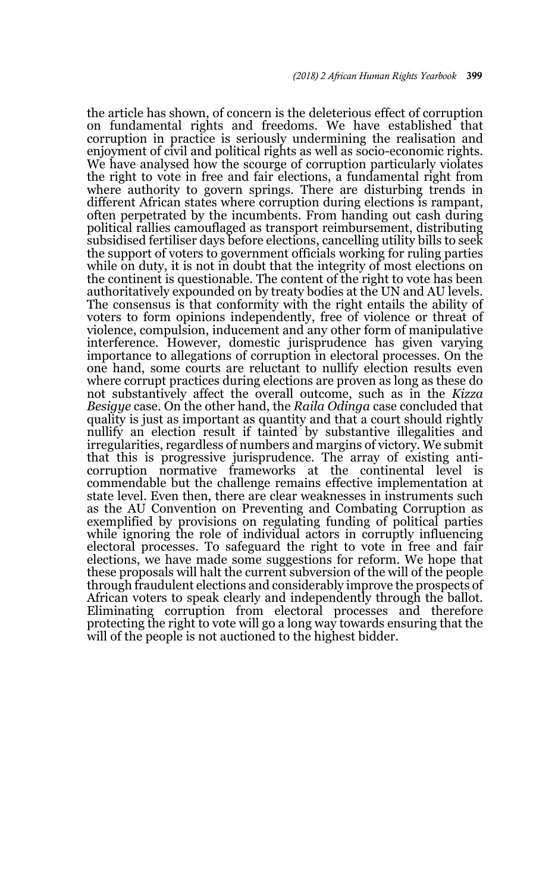the article has shown, of concern is the deleterious effect of corruption on fundamental rights and freedoms. We have established that corruption in practice is seriously undermining the realisation and enjoyment of civil and political rights as well as socio-economic rights. We have analysed how the scourge of corruption particularly violates the right to vote in free and fair elections, a fundamental right from where authority to govern springs. There are disturbing trends in different African states where corruption during elections is rampant, often perpetrated by the incumbents. From handing out cash during political rallies camouflaged as transport reimbursement, distributing subsidised fertiliser days before elections, cancelling utility bills to seek the support of voters to government officials working for ruling parties while on duty, it is not in doubt that the integrity of most elections on the continent is questionable. The content of the right to vote has been authoritatively expounded on by treaty bodies at the UN and AU levels. The consensus is that conformity with the right entails the ability of voters to form opinions independently, free of violence or threat of violence, compulsion, inducement and any other form of manipulative interference. However, domestic jurisprudence has given varying importance to allegations of corruption in electoral processes. On the one hand, some courts are reluctant to nullify election results even where corrupt practices during elections are proven as long as these do not substantively affect the overall outcome, such as in the *Kizza Besigye* case. On the other hand, the *Raila Odinga* case concluded that quality is just as important as quantity and that a court should rightly nullify an election result if tainted by substantive illegalities and irregularities, regardless of numbers and margins of victory. We submit that this is progressive jurisprudence. The array of existing anti-corruption normative frameworks at the continental level is commendable but the challenge remains effective implementation at state level. Even then, there are clear weaknesses in instruments such as the AU Convention on Preventing and Combating Corruption as exemplified by provisions on regulating funding of political parties while ignoring the role of individual actors in corruptly influencing electoral processes. To safeguard the right to vote in free and fair elections, we have made some suggestions for reform. We hope that these proposals will halt the current subversion of the will of the people through fraudulent elections and considerably improve the prospects of African voters to speak clearly and independently through the ballot. Eliminating corruption from electoral processes and therefore protecting the right to vote will go a long way towards ensuring that the will of the people is not auctioned to the highest bidder.